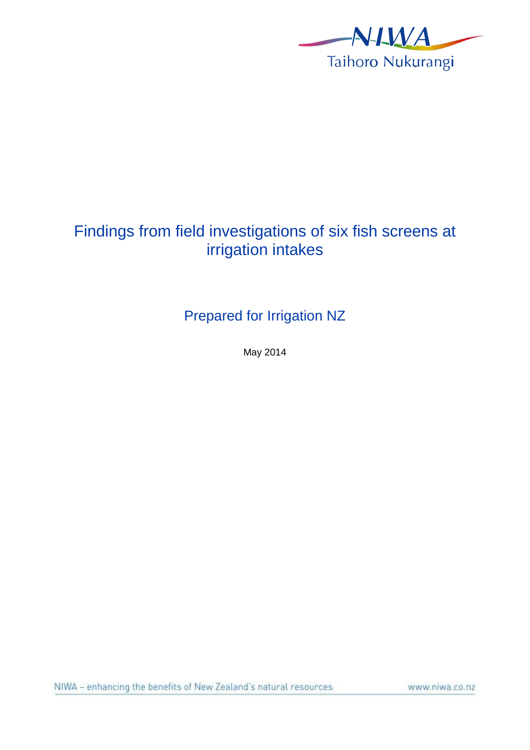NIWA

Taihoro Nukurangi

# Findings from field investigations of six fish screens at irrigation intakes

## Prepared for Irrigation NZ

May 2014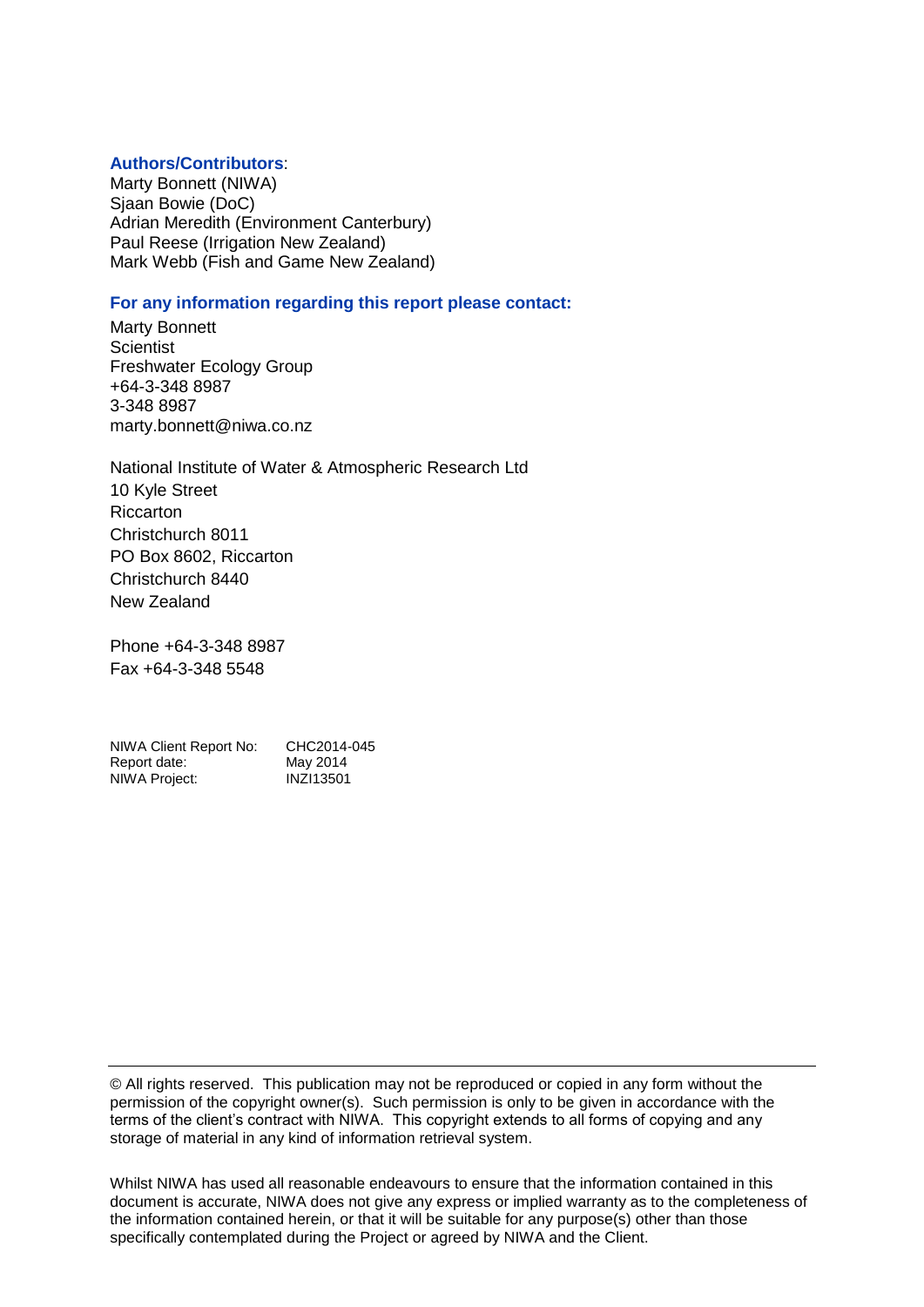**Authors/Contributors**:

Marty Bonnett (NIWA)
Sjaan Bowie (DoC)
Adrian Meredith (Environment Canterbury)
Paul Reese (Irrigation New Zealand)
Mark Webb (Fish and Game New Zealand)

**For any information regarding this report please contact:**

Marty Bonnett
Scientist
Freshwater Ecology Group
+64-3-348 8987
3-348 8987
marty.bonnett@niwa.co.nz

National Institute of Water & Atmospheric Research Ltd
10 Kyle Street
Riccarton
Christchurch 8011
PO Box 8602, Riccarton
Christchurch 8440
New Zealand

Phone +64-3-348 8987
Fax +64-3-348 5548

| | |
|---|---|
| NIWA Client Report No: | CHC2014-045 |
| Report date: | May 2014 |
| NIWA Project: | INZI13501 |

© All rights reserved. This publication may not be reproduced or copied in any form without the permission of the copyright owner(s). Such permission is only to be given in accordance with the terms of the client's contract with NIWA. This copyright extends to all forms of copying and any storage of material in any kind of information retrieval system.

Whilst NIWA has used all reasonable endeavours to ensure that the information contained in this document is accurate, NIWA does not give any express or implied warranty as to the completeness of the information contained herein, or that it will be suitable for any purpose(s) other than those specifically contemplated during the Project or agreed by NIWA and the Client.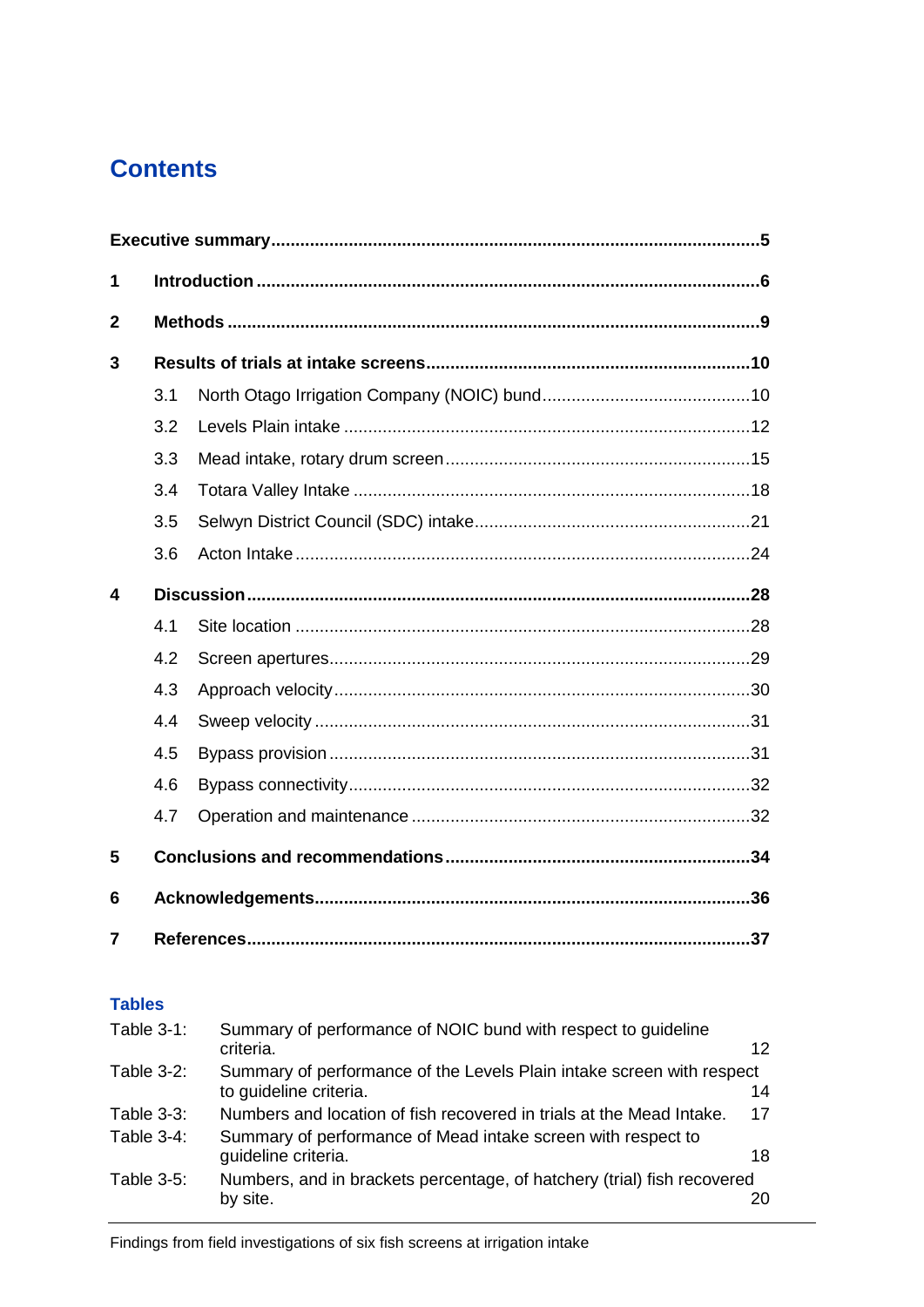# Contents

| | | |
|---|---|---|
| **Executive summary** | | **5** |
| **1** | **Introduction** | **6** |
| **2** | **Methods** | **9** |
| **3** | **Results of trials at intake screens** | **10** |
| 3.1 | North Otago Irrigation Company (NOIC) bund | 10 |
| 3.2 | Levels Plain intake | 12 |
| 3.3 | Mead intake, rotary drum screen | 15 |
| 3.4 | Totara Valley Intake | 18 |
| 3.5 | Selwyn District Council (SDC) intake | 21 |
| 3.6 | Acton Intake | 24 |
| **4** | **Discussion** | **28** |
| 4.1 | Site location | 28 |
| 4.2 | Screen apertures | 29 |
| 4.3 | Approach velocity | 30 |
| 4.4 | Sweep velocity | 31 |
| 4.5 | Bypass provision | 31 |
| 4.6 | Bypass connectivity | 32 |
| 4.7 | Operation and maintenance | 32 |
| **5** | **Conclusions and recommendations** | **34** |
| **6** | **Acknowledgements** | **36** |
| **7** | **References** | **37** |

## Tables

| | | |
|---|---|---|
| Table 3-1: | Summary of performance of NOIC bund with respect to guideline criteria. | 12 |
| Table 3-2: | Summary of performance of the Levels Plain intake screen with respect to guideline criteria. | 14 |
| Table 3-3: | Numbers and location of fish recovered in trials at the Mead Intake. | 17 |
| Table 3-4: | Summary of performance of Mead intake screen with respect to guideline criteria. | 18 |
| Table 3-5: | Numbers, and in brackets percentage, of hatchery (trial) fish recovered by site. | 20 |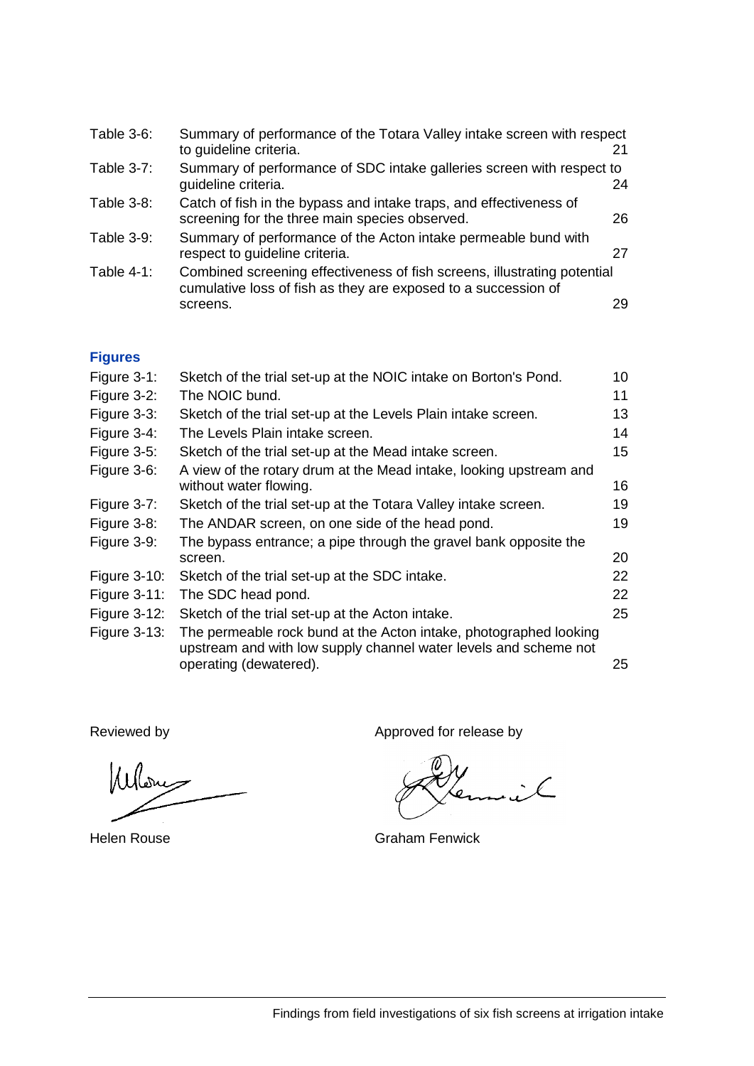| | | |
|---|---|---|
| Table 3-6: | Summary of performance of the Totara Valley intake screen with respect to guideline criteria. | 21 |
| Table 3-7: | Summary of performance of SDC intake galleries screen with respect to guideline criteria. | 24 |
| Table 3-8: | Catch of fish in the bypass and intake traps, and effectiveness of screening for the three main species observed. | 26 |
| Table 3-9: | Summary of performance of the Acton intake permeable bund with respect to guideline criteria. | 27 |
| Table 4-1: | Combined screening effectiveness of fish screens, illustrating potential cumulative loss of fish as they are exposed to a succession of screens. | 29 |

## Figures

| | | |
|---|---|---|
| Figure 3-1: | Sketch of the trial set-up at the NOIC intake on Borton's Pond. | 10 |
| Figure 3-2: | The NOIC bund. | 11 |
| Figure 3-3: | Sketch of the trial set-up at the Levels Plain intake screen. | 13 |
| Figure 3-4: | The Levels Plain intake screen. | 14 |
| Figure 3-5: | Sketch of the trial set-up at the Mead intake screen. | 15 |
| Figure 3-6: | A view of the rotary drum at the Mead intake, looking upstream and without water flowing. | 16 |
| Figure 3-7: | Sketch of the trial set-up at the Totara Valley intake screen. | 19 |
| Figure 3-8: | The ANDAR screen, on one side of the head pond. | 19 |
| Figure 3-9: | The bypass entrance; a pipe through the gravel bank opposite the screen. | 20 |
| Figure 3-10: | Sketch of the trial set-up at the SDC intake. | 22 |
| Figure 3-11: | The SDC head pond. | 22 |
| Figure 3-12: | Sketch of the trial set-up at the Acton intake. | 25 |
| Figure 3-13: | The permeable rock bund at the Acton intake, photographed looking upstream and with low supply channel water levels and scheme not operating (dewatered). | 25 |

Reviewed by

Helen Rouse

Approved for release by

Graham Fenwick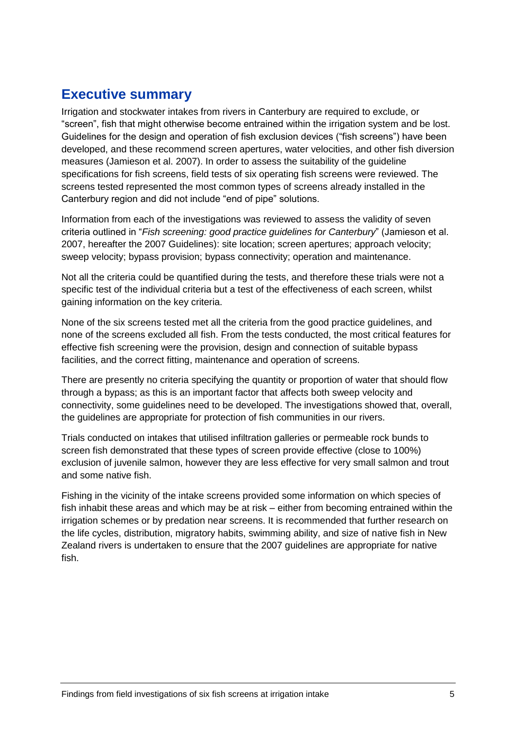## Executive summary

Irrigation and stockwater intakes from rivers in Canterbury are required to exclude, or "screen", fish that might otherwise become entrained within the irrigation system and be lost. Guidelines for the design and operation of fish exclusion devices ("fish screens") have been developed, and these recommend screen apertures, water velocities, and other fish diversion measures (Jamieson et al. 2007). In order to assess the suitability of the guideline specifications for fish screens, field tests of six operating fish screens were reviewed. The screens tested represented the most common types of screens already installed in the Canterbury region and did not include "end of pipe" solutions.

Information from each of the investigations was reviewed to assess the validity of seven criteria outlined in "*Fish screening: good practice guidelines for Canterbury*" (Jamieson et al. 2007, hereafter the 2007 Guidelines): site location; screen apertures; approach velocity; sweep velocity; bypass provision; bypass connectivity; operation and maintenance.

Not all the criteria could be quantified during the tests, and therefore these trials were not a specific test of the individual criteria but a test of the effectiveness of each screen, whilst gaining information on the key criteria.

None of the six screens tested met all the criteria from the good practice guidelines, and none of the screens excluded all fish. From the tests conducted, the most critical features for effective fish screening were the provision, design and connection of suitable bypass facilities, and the correct fitting, maintenance and operation of screens.

There are presently no criteria specifying the quantity or proportion of water that should flow through a bypass; as this is an important factor that affects both sweep velocity and connectivity, some guidelines need to be developed. The investigations showed that, overall, the guidelines are appropriate for protection of fish communities in our rivers.

Trials conducted on intakes that utilised infiltration galleries or permeable rock bunds to screen fish demonstrated that these types of screen provide effective (close to 100%) exclusion of juvenile salmon, however they are less effective for very small salmon and trout and some native fish.

Fishing in the vicinity of the intake screens provided some information on which species of fish inhabit these areas and which may be at risk – either from becoming entrained within the irrigation schemes or by predation near screens. It is recommended that further research on the life cycles, distribution, migratory habits, swimming ability, and size of native fish in New Zealand rivers is undertaken to ensure that the 2007 guidelines are appropriate for native fish.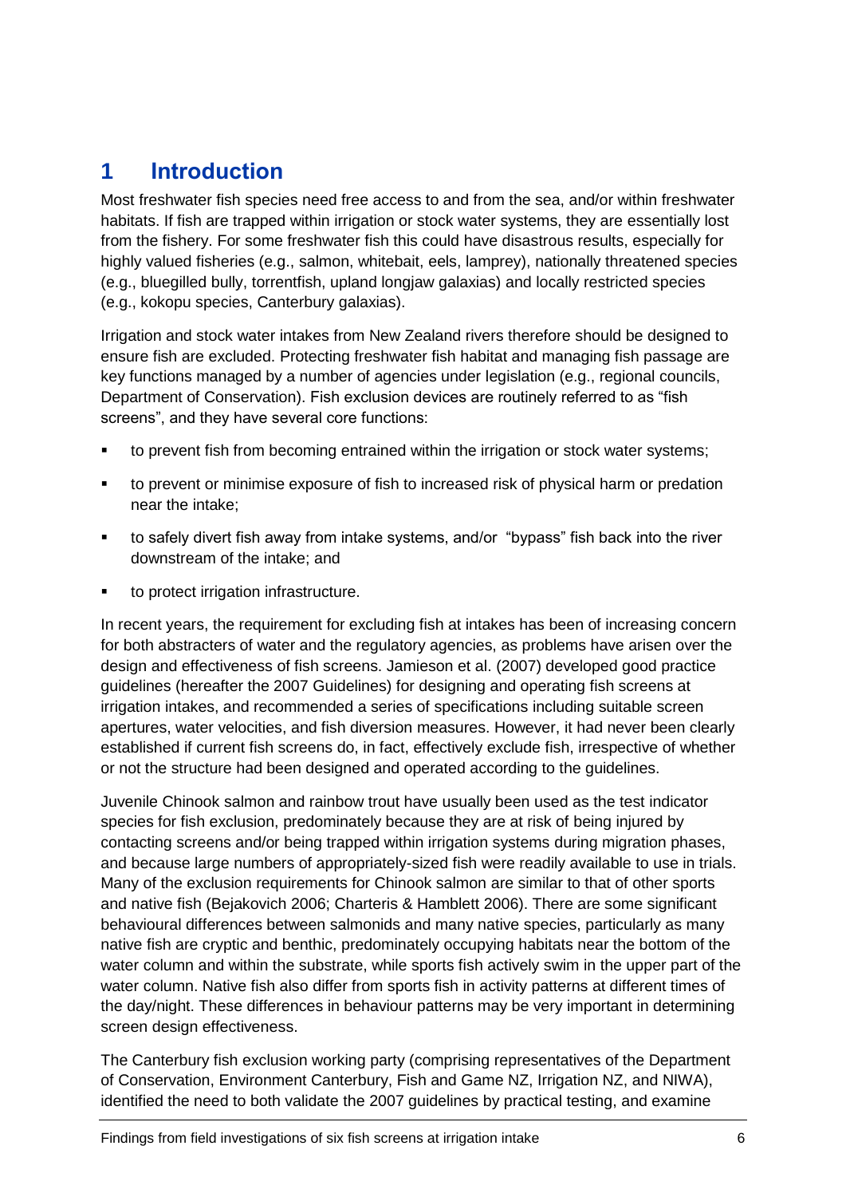# 1 Introduction

Most freshwater fish species need free access to and from the sea, and/or within freshwater habitats. If fish are trapped within irrigation or stock water systems, they are essentially lost from the fishery. For some freshwater fish this could have disastrous results, especially for highly valued fisheries (e.g., salmon, whitebait, eels, lamprey), nationally threatened species (e.g., bluegilled bully, torrentfish, upland longjaw galaxias) and locally restricted species (e.g., kokopu species, Canterbury galaxias).

Irrigation and stock water intakes from New Zealand rivers therefore should be designed to ensure fish are excluded. Protecting freshwater fish habitat and managing fish passage are key functions managed by a number of agencies under legislation (e.g., regional councils, Department of Conservation). Fish exclusion devices are routinely referred to as "fish screens", and they have several core functions:

- to prevent fish from becoming entrained within the irrigation or stock water systems;
- to prevent or minimise exposure of fish to increased risk of physical harm or predation near the intake;
- to safely divert fish away from intake systems, and/or "bypass" fish back into the river downstream of the intake; and
- to protect irrigation infrastructure.

In recent years, the requirement for excluding fish at intakes has been of increasing concern for both abstracters of water and the regulatory agencies, as problems have arisen over the design and effectiveness of fish screens. Jamieson et al. (2007) developed good practice guidelines (hereafter the 2007 Guidelines) for designing and operating fish screens at irrigation intakes, and recommended a series of specifications including suitable screen apertures, water velocities, and fish diversion measures. However, it had never been clearly established if current fish screens do, in fact, effectively exclude fish, irrespective of whether or not the structure had been designed and operated according to the guidelines.

Juvenile Chinook salmon and rainbow trout have usually been used as the test indicator species for fish exclusion, predominately because they are at risk of being injured by contacting screens and/or being trapped within irrigation systems during migration phases, and because large numbers of appropriately-sized fish were readily available to use in trials. Many of the exclusion requirements for Chinook salmon are similar to that of other sports and native fish (Bejakovich 2006; Charteris & Hamblett 2006). There are some significant behavioural differences between salmonids and many native species, particularly as many native fish are cryptic and benthic, predominately occupying habitats near the bottom of the water column and within the substrate, while sports fish actively swim in the upper part of the water column. Native fish also differ from sports fish in activity patterns at different times of the day/night. These differences in behaviour patterns may be very important in determining screen design effectiveness.

The Canterbury fish exclusion working party (comprising representatives of the Department of Conservation, Environment Canterbury, Fish and Game NZ, Irrigation NZ, and NIWA), identified the need to both validate the 2007 guidelines by practical testing, and examine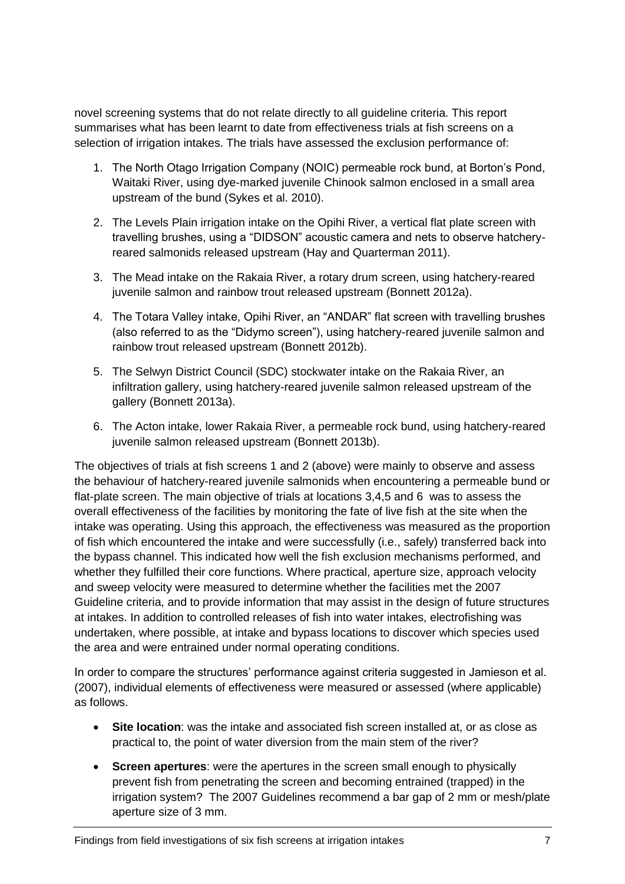novel screening systems that do not relate directly to all guideline criteria. This report summarises what has been learnt to date from effectiveness trials at fish screens on a selection of irrigation intakes. The trials have assessed the exclusion performance of:

1. The North Otago Irrigation Company (NOIC) permeable rock bund, at Borton's Pond, Waitaki River, using dye-marked juvenile Chinook salmon enclosed in a small area upstream of the bund (Sykes et al. 2010).
2. The Levels Plain irrigation intake on the Opihi River, a vertical flat plate screen with travelling brushes, using a "DIDSON" acoustic camera and nets to observe hatchery-reared salmonids released upstream (Hay and Quarterman 2011).
3. The Mead intake on the Rakaia River, a rotary drum screen, using hatchery-reared juvenile salmon and rainbow trout released upstream (Bonnett 2012a).
4. The Totara Valley intake, Opihi River, an "ANDAR" flat screen with travelling brushes (also referred to as the "Didymo screen"), using hatchery-reared juvenile salmon and rainbow trout released upstream (Bonnett 2012b).
5. The Selwyn District Council (SDC) stockwater intake on the Rakaia River, an infiltration gallery, using hatchery-reared juvenile salmon released upstream of the gallery (Bonnett 2013a).
6. The Acton intake, lower Rakaia River, a permeable rock bund, using hatchery-reared juvenile salmon released upstream (Bonnett 2013b).

The objectives of trials at fish screens 1 and 2 (above) were mainly to observe and assess the behaviour of hatchery-reared juvenile salmonids when encountering a permeable bund or flat-plate screen. The main objective of trials at locations 3,4,5 and 6 was to assess the overall effectiveness of the facilities by monitoring the fate of live fish at the site when the intake was operating. Using this approach, the effectiveness was measured as the proportion of fish which encountered the intake and were successfully (i.e., safely) transferred back into the bypass channel. This indicated how well the fish exclusion mechanisms performed, and whether they fulfilled their core functions. Where practical, aperture size, approach velocity and sweep velocity were measured to determine whether the facilities met the 2007 Guideline criteria, and to provide information that may assist in the design of future structures at intakes. In addition to controlled releases of fish into water intakes, electrofishing was undertaken, where possible, at intake and bypass locations to discover which species used the area and were entrained under normal operating conditions.

In order to compare the structures' performance against criteria suggested in Jamieson et al. (2007), individual elements of effectiveness were measured or assessed (where applicable) as follows.

- **Site location**: was the intake and associated fish screen installed at, or as close as practical to, the point of water diversion from the main stem of the river?
- **Screen apertures**: were the apertures in the screen small enough to physically prevent fish from penetrating the screen and becoming entrained (trapped) in the irrigation system? The 2007 Guidelines recommend a bar gap of 2 mm or mesh/plate aperture size of 3 mm.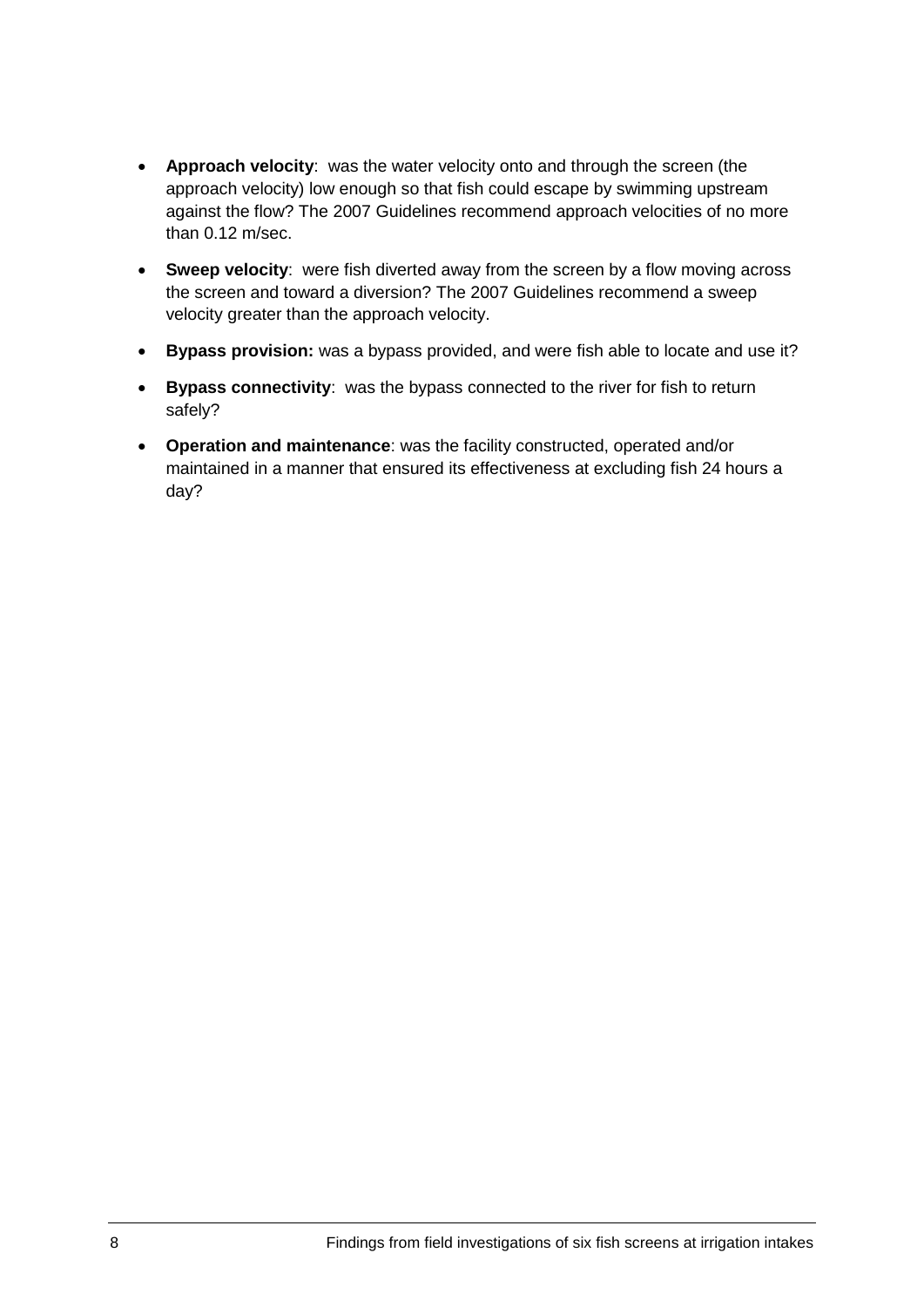- **Approach velocity**: was the water velocity onto and through the screen (the approach velocity) low enough so that fish could escape by swimming upstream against the flow? The 2007 Guidelines recommend approach velocities of no more than 0.12 m/sec.
- **Sweep velocity**: were fish diverted away from the screen by a flow moving across the screen and toward a diversion? The 2007 Guidelines recommend a sweep velocity greater than the approach velocity.
- **Bypass provision:** was a bypass provided, and were fish able to locate and use it?
- **Bypass connectivity**: was the bypass connected to the river for fish to return safely?
- **Operation and maintenance**: was the facility constructed, operated and/or maintained in a manner that ensured its effectiveness at excluding fish 24 hours a day?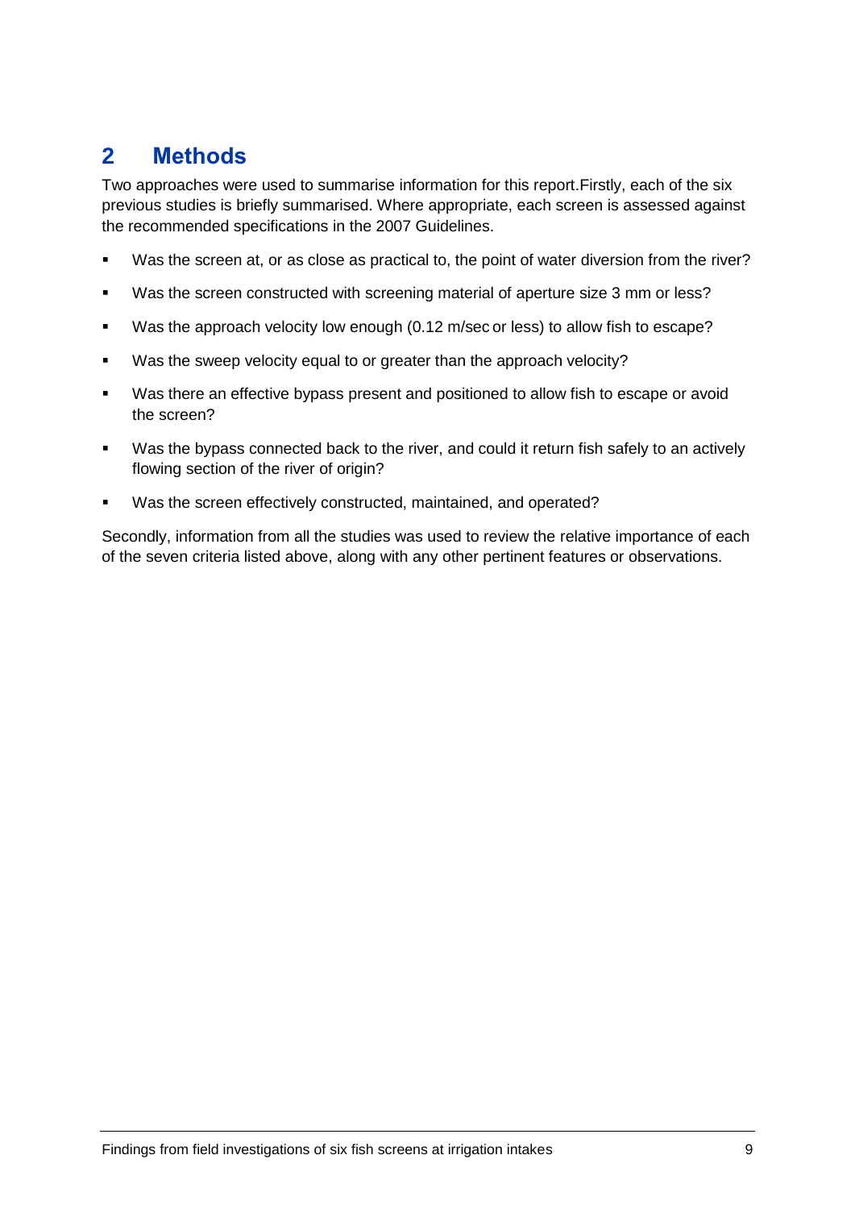# 2 Methods

Two approaches were used to summarise information for this report.Firstly, each of the six previous studies is briefly summarised. Where appropriate, each screen is assessed against the recommended specifications in the 2007 Guidelines.

- Was the screen at, or as close as practical to, the point of water diversion from the river?
- Was the screen constructed with screening material of aperture size 3 mm or less?
- Was the approach velocity low enough (0.12 m/sec or less) to allow fish to escape?
- Was the sweep velocity equal to or greater than the approach velocity?
- Was there an effective bypass present and positioned to allow fish to escape or avoid the screen?
- Was the bypass connected back to the river, and could it return fish safely to an actively flowing section of the river of origin?
- Was the screen effectively constructed, maintained, and operated?

Secondly, information from all the studies was used to review the relative importance of each of the seven criteria listed above, along with any other pertinent features or observations.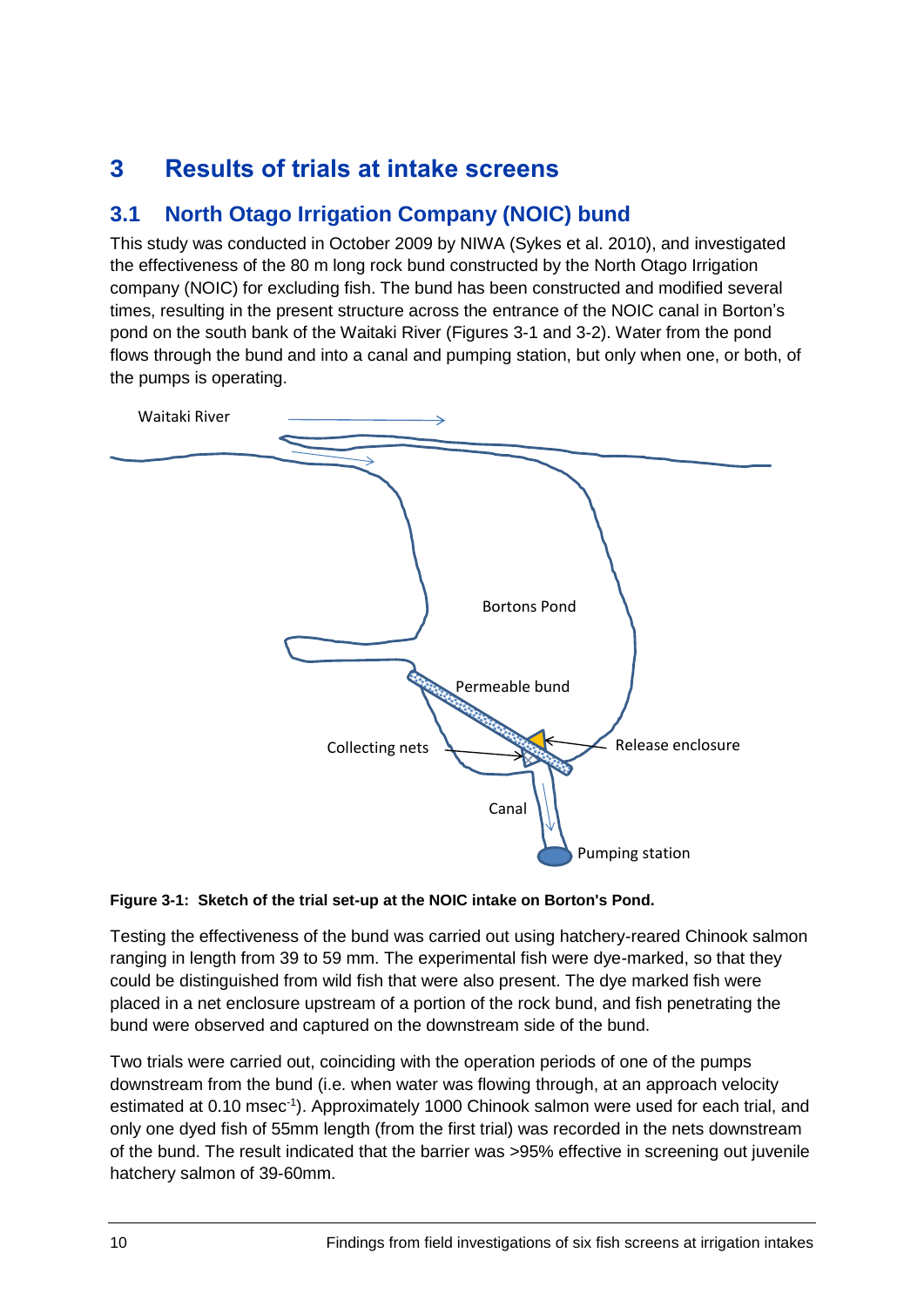# 3 Results of trials at intake screens

## 3.1 North Otago Irrigation Company (NOIC) bund

This study was conducted in October 2009 by NIWA (Sykes et al. 2010), and investigated the effectiveness of the 80 m long rock bund constructed by the North Otago Irrigation company (NOIC) for excluding fish. The bund has been constructed and modified several times, resulting in the present structure across the entrance of the NOIC canal in Borton's pond on the south bank of the Waitaki River (Figures 3-1 and 3-2). Water from the pond flows through the bund and into a canal and pumping station, but only when one, or both, of the pumps is operating.

**Figure 3-1: Sketch of the trial set-up at the NOIC intake on Borton's Pond.**

Testing the effectiveness of the bund was carried out using hatchery-reared Chinook salmon ranging in length from 39 to 59 mm. The experimental fish were dye-marked, so that they could be distinguished from wild fish that were also present. The dye marked fish were placed in a net enclosure upstream of a portion of the rock bund, and fish penetrating the bund were observed and captured on the downstream side of the bund.

Two trials were carried out, coinciding with the operation periods of one of the pumps downstream from the bund (i.e. when water was flowing through, at an approach velocity estimated at 0.10 $msec^{-1}$). Approximately 1000 Chinook salmon were used for each trial, and only one dyed fish of 55mm length (from the first trial) was recorded in the nets downstream of the bund. The result indicated that the barrier was >95% effective in screening out juvenile hatchery salmon of 39-60mm.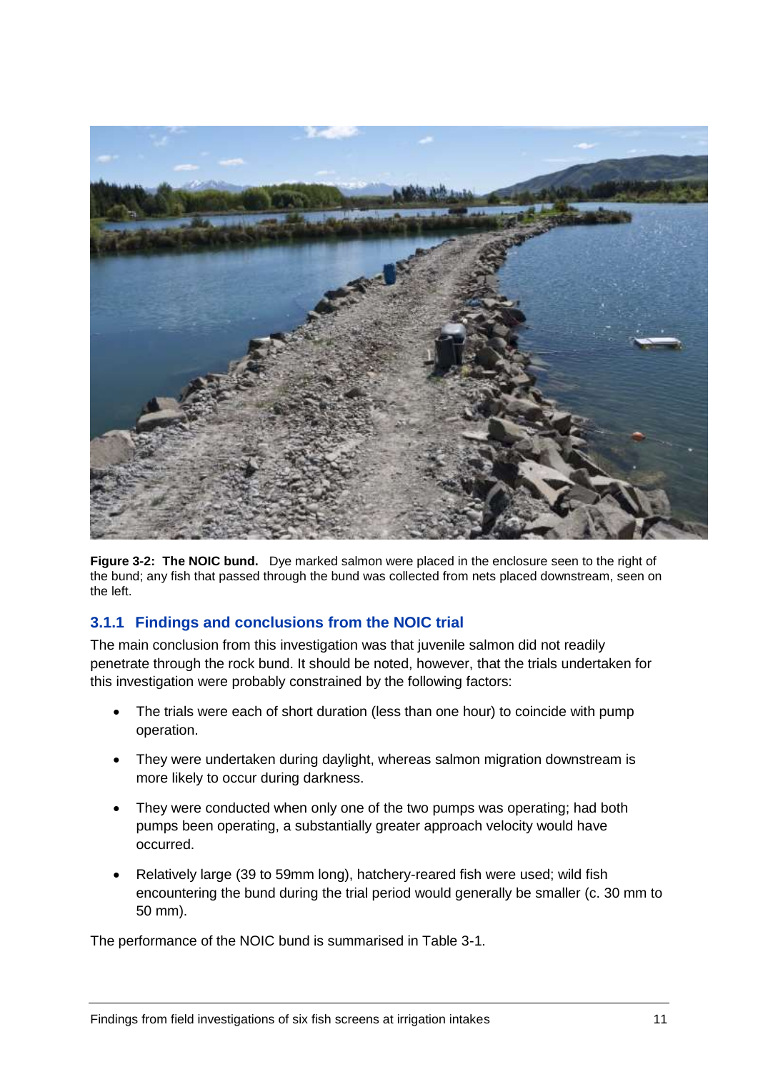**Figure 3-2: The NOIC bund.** Dye marked salmon were placed in the enclosure seen to the right of the bund; any fish that passed through the bund was collected from nets placed downstream, seen on the left.

### 3.1.1 Findings and conclusions from the NOIC trial

The main conclusion from this investigation was that juvenile salmon did not readily penetrate through the rock bund. It should be noted, however, that the trials undertaken for this investigation were probably constrained by the following factors:

- The trials were each of short duration (less than one hour) to coincide with pump operation.
- They were undertaken during daylight, whereas salmon migration downstream is more likely to occur during darkness.
- They were conducted when only one of the two pumps was operating; had both pumps been operating, a substantially greater approach velocity would have occurred.
- Relatively large (39 to 59mm long), hatchery-reared fish were used; wild fish encountering the bund during the trial period would generally be smaller (c. 30 mm to 50 mm).

The performance of the NOIC bund is summarised in Table 3-1.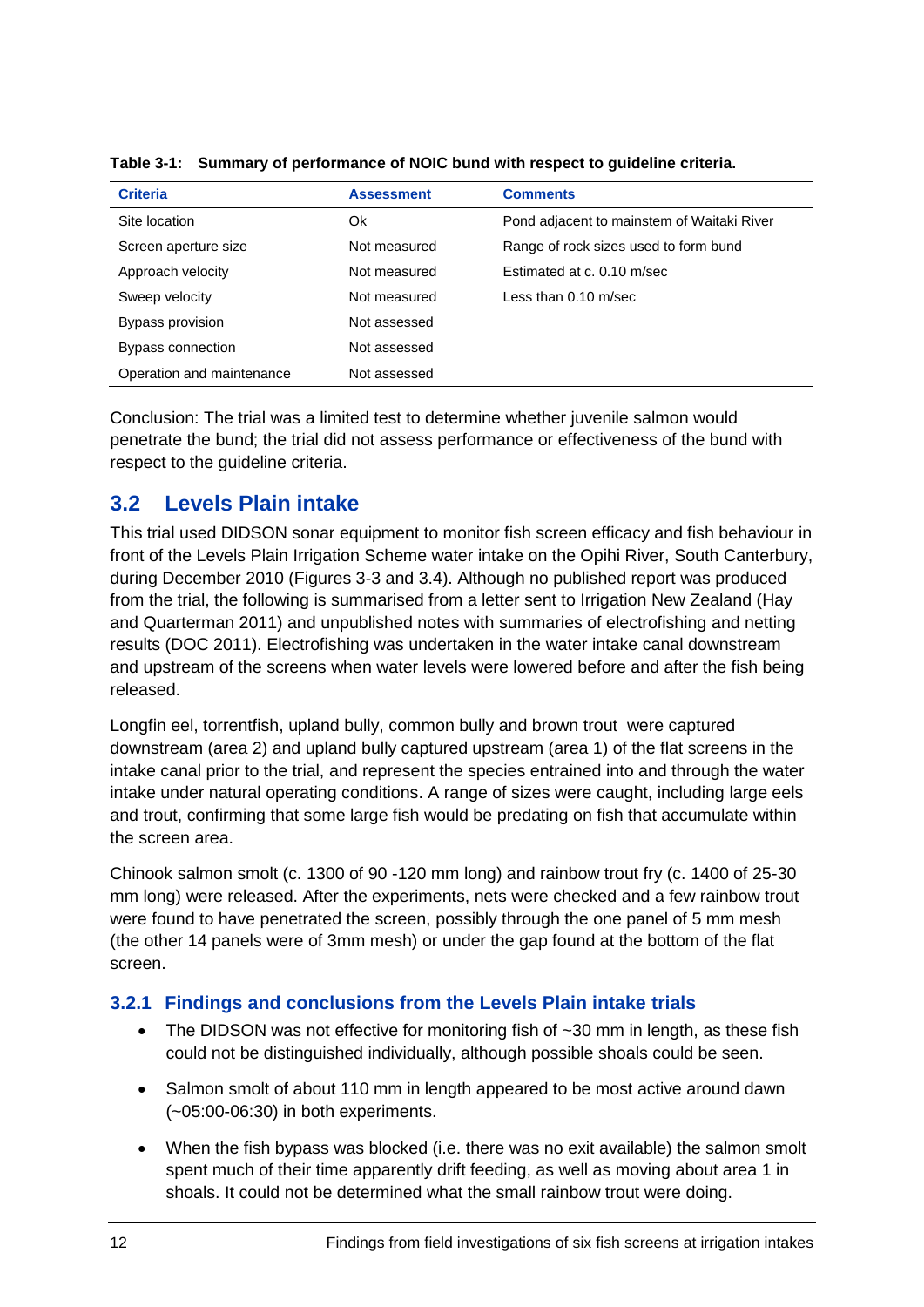**Table 3-1: Summary of performance of NOIC bund with respect to guideline criteria.**

| Criteria | Assessment | Comments |
|---|---|---|
| Site location | Ok | Pond adjacent to mainstem of Waitaki River |
| Screen aperture size | Not measured | Range of rock sizes used to form bund |
| Approach velocity | Not measured | Estimated at c. 0.10 m/sec |
| Sweep velocity | Not measured | Less than 0.10 m/sec |
| Bypass provision | Not assessed | |
| Bypass connection | Not assessed | |
| Operation and maintenance | Not assessed | |

Conclusion: The trial was a limited test to determine whether juvenile salmon would penetrate the bund; the trial did not assess performance or effectiveness of the bund with respect to the guideline criteria.

## 3.2 Levels Plain intake

This trial used DIDSON sonar equipment to monitor fish screen efficacy and fish behaviour in front of the Levels Plain Irrigation Scheme water intake on the Opihi River, South Canterbury, during December 2010 (Figures 3-3 and 3.4). Although no published report was produced from the trial, the following is summarised from a letter sent to Irrigation New Zealand (Hay and Quarterman 2011) and unpublished notes with summaries of electrofishing and netting results (DOC 2011). Electrofishing was undertaken in the water intake canal downstream and upstream of the screens when water levels were lowered before and after the fish being released.

Longfin eel, torrentfish, upland bully, common bully and brown trout were captured downstream (area 2) and upland bully captured upstream (area 1) of the flat screens in the intake canal prior to the trial, and represent the species entrained into and through the water intake under natural operating conditions. A range of sizes were caught, including large eels and trout, confirming that some large fish would be predating on fish that accumulate within the screen area.

Chinook salmon smolt (c. 1300 of 90 -120 mm long) and rainbow trout fry (c. 1400 of 25-30 mm long) were released. After the experiments, nets were checked and a few rainbow trout were found to have penetrated the screen, possibly through the one panel of 5 mm mesh (the other 14 panels were of 3mm mesh) or under the gap found at the bottom of the flat screen.

### 3.2.1 Findings and conclusions from the Levels Plain intake trials

- The DIDSON was not effective for monitoring fish of ~30 mm in length, as these fish could not be distinguished individually, although possible shoals could be seen.
- Salmon smolt of about 110 mm in length appeared to be most active around dawn (~05:00-06:30) in both experiments.
- When the fish bypass was blocked (i.e. there was no exit available) the salmon smolt spent much of their time apparently drift feeding, as well as moving about area 1 in shoals. It could not be determined what the small rainbow trout were doing.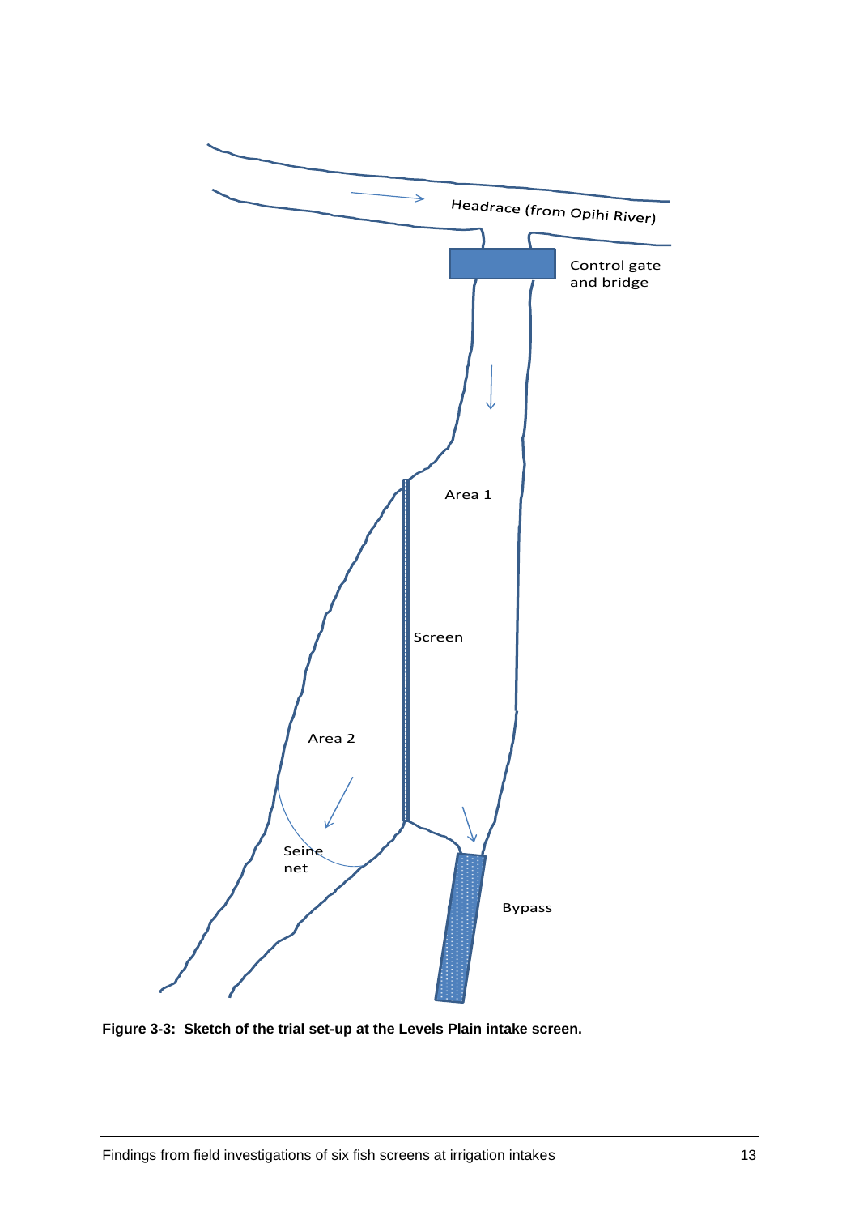Headrace (from Opihi River)

Control gate and bridge

Area 1

Screen

Area 2

Seine net

Bypass

**Figure 3-3: Sketch of the trial set-up at the Levels Plain intake screen.**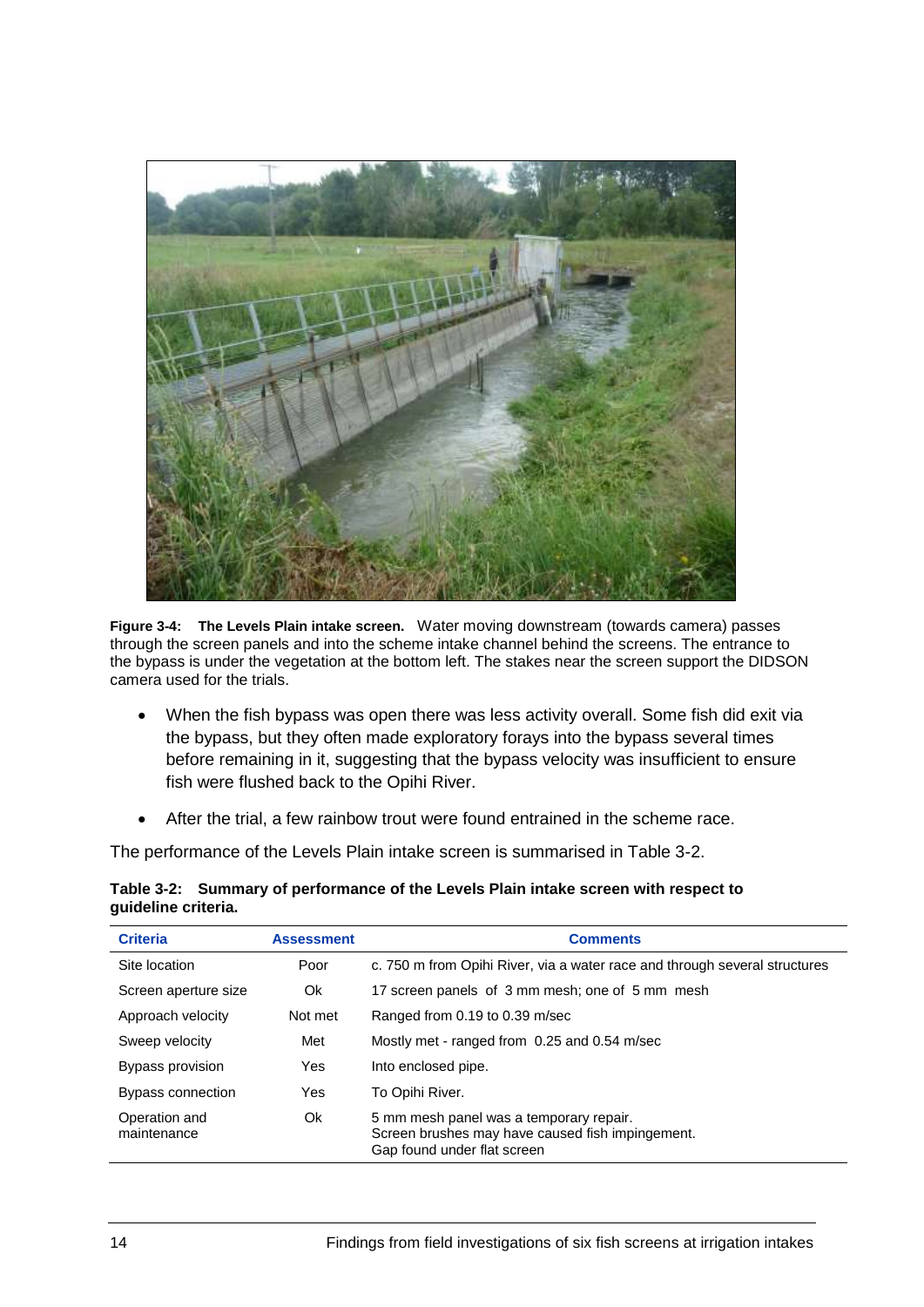**Figure 3-4: The Levels Plain intake screen.** Water moving downstream (towards camera) passes through the screen panels and into the scheme intake channel behind the screens. The entrance to the bypass is under the vegetation at the bottom left. The stakes near the screen support the DIDSON camera used for the trials.

- When the fish bypass was open there was less activity overall. Some fish did exit via the bypass, but they often made exploratory forays into the bypass several times before remaining in it, suggesting that the bypass velocity was insufficient to ensure fish were flushed back to the Opihi River.
- After the trial, a few rainbow trout were found entrained in the scheme race.

The performance of the Levels Plain intake screen is summarised in Table 3-2.

**Table 3-2: Summary of performance of the Levels Plain intake screen with respect to guideline criteria.**

| Criteria | Assessment | Comments |
|---|---|---|
| Site location | Poor | c. 750 m from Opihi River, via a water race and through several structures |
| Screen aperture size | Ok | 17 screen panels of 3 mm mesh; one of 5 mm mesh |
| Approach velocity | Not met | Ranged from 0.19 to 0.39 m/sec |
| Sweep velocity | Met | Mostly met - ranged from 0.25 and 0.54 m/sec |
| Bypass provision | Yes | Into enclosed pipe. |
| Bypass connection | Yes | To Opihi River. |
| Operation and maintenance | Ok | 5 mm mesh panel was a temporary repair. Screen brushes may have caused fish impingement. Gap found under flat screen |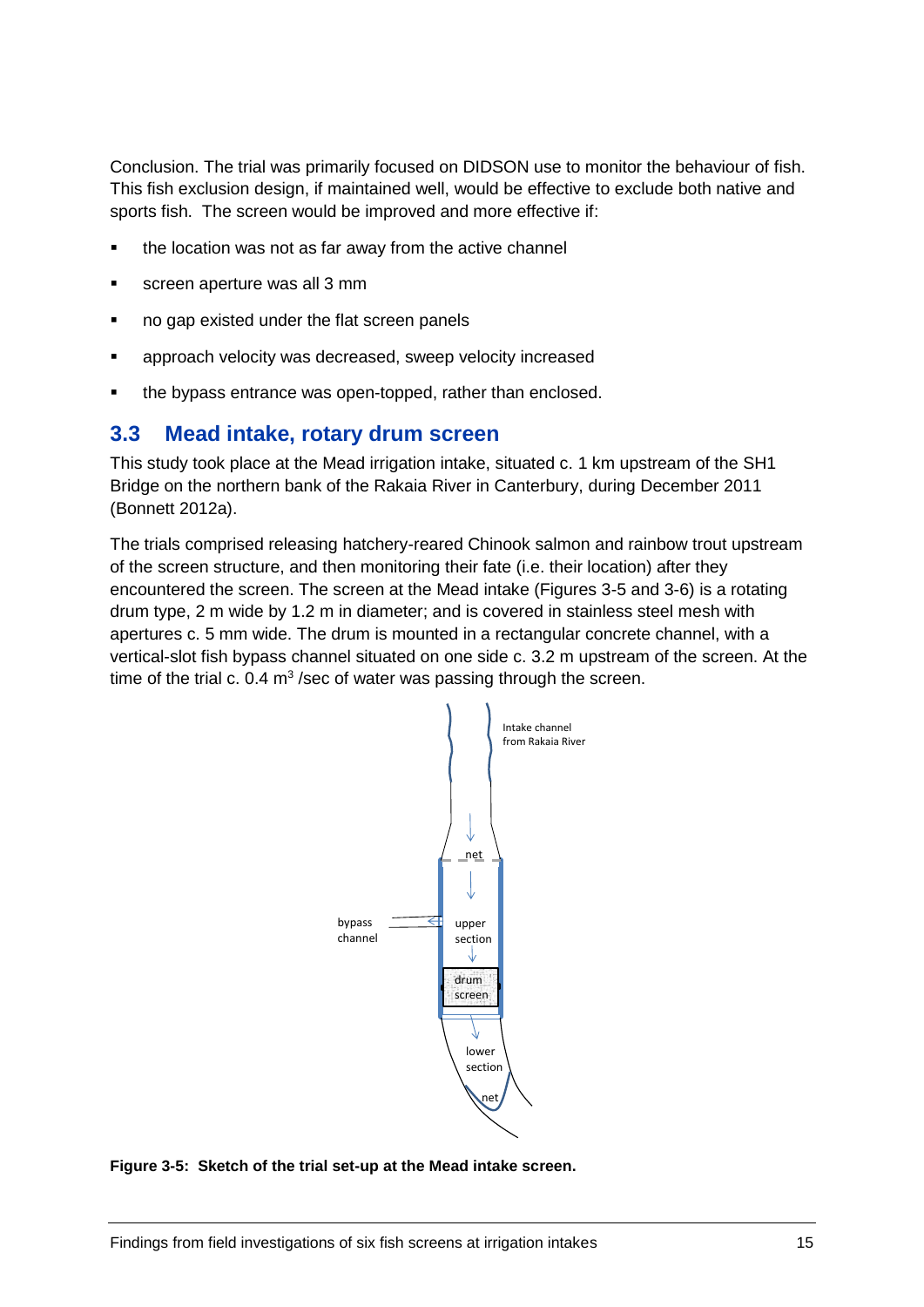Conclusion. The trial was primarily focused on DIDSON use to monitor the behaviour of fish. This fish exclusion design, if maintained well, would be effective to exclude both native and sports fish. The screen would be improved and more effective if:

- the location was not as far away from the active channel
- screen aperture was all 3 mm
- no gap existed under the flat screen panels
- approach velocity was decreased, sweep velocity increased
- the bypass entrance was open-topped, rather than enclosed.

## 3.3 Mead intake, rotary drum screen

This study took place at the Mead irrigation intake, situated c. 1 km upstream of the SH1 Bridge on the northern bank of the Rakaia River in Canterbury, during December 2011 (Bonnett 2012a).

The trials comprised releasing hatchery-reared Chinook salmon and rainbow trout upstream of the screen structure, and then monitoring their fate (i.e. their location) after they encountered the screen. The screen at the Mead intake (Figures 3-5 and 3-6) is a rotating drum type, 2 m wide by 1.2 m in diameter; and is covered in stainless steel mesh with apertures c. 5 mm wide. The drum is mounted in a rectangular concrete channel, with a vertical-slot fish bypass channel situated on one side c. 3.2 m upstream of the screen. At the time of the trial c. 0.4 m$^3$ /sec of water was passing through the screen.

**Figure 3-5: Sketch of the trial set-up at the Mead intake screen.**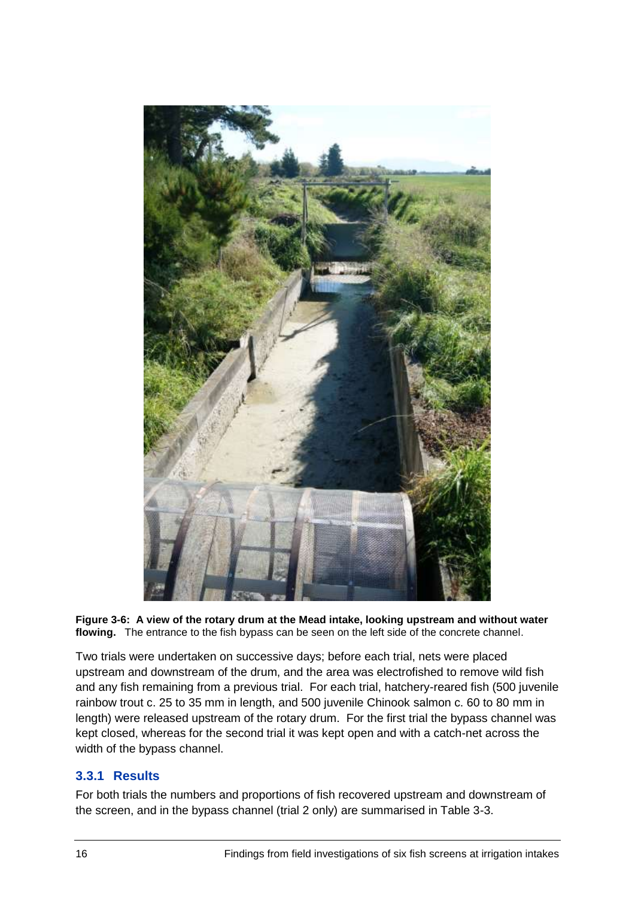**Figure 3-6: A view of the rotary drum at the Mead intake, looking upstream and without water flowing.** The entrance to the fish bypass can be seen on the left side of the concrete channel.

Two trials were undertaken on successive days; before each trial, nets were placed upstream and downstream of the drum, and the area was electrofished to remove wild fish and any fish remaining from a previous trial. For each trial, hatchery-reared fish (500 juvenile rainbow trout c. 25 to 35 mm in length, and 500 juvenile Chinook salmon c. 60 to 80 mm in length) were released upstream of the rotary drum. For the first trial the bypass channel was kept closed, whereas for the second trial it was kept open and with a catch-net across the width of the bypass channel.

### 3.3.1 Results

For both trials the numbers and proportions of fish recovered upstream and downstream of the screen, and in the bypass channel (trial 2 only) are summarised in Table 3-3.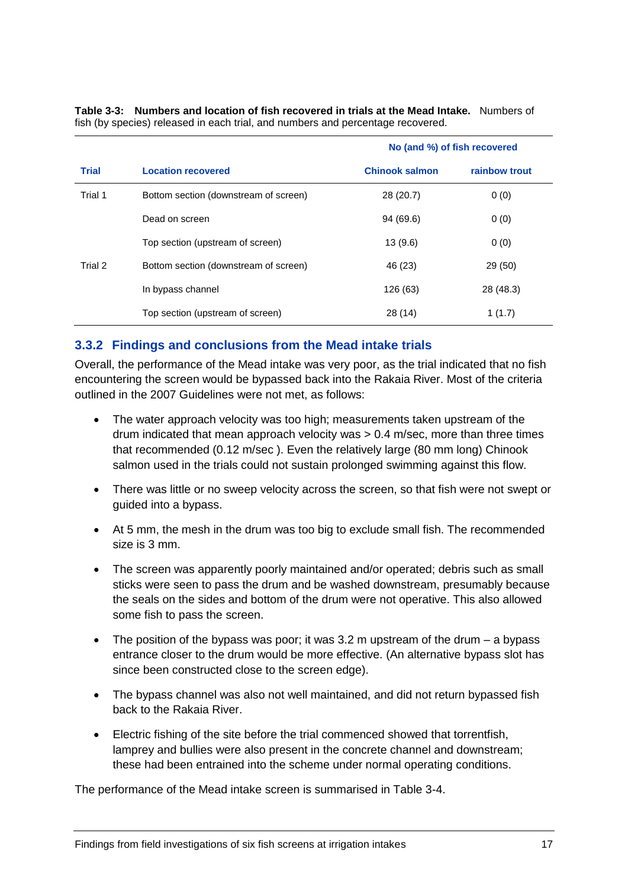**Table 3-3: Numbers and location of fish recovered in trials at the Mead Intake.** Numbers of fish (by species) released in each trial, and numbers and percentage recovered.

| | | No (and %) of fish recovered | |
|---|---|---|---|
| **Trial** | **Location recovered** | **Chinook salmon** | **rainbow trout** |
| Trial 1 | Bottom section (downstream of screen) | 28 (20.7) | 0 (0) |
| | Dead on screen | 94 (69.6) | 0 (0) |
| | Top section (upstream of screen) | 13 (9.6) | 0 (0) |
| Trial 2 | Bottom section (downstream of screen) | 46 (23) | 29 (50) |
| | In bypass channel | 126 (63) | 28 (48.3) |
| | Top section (upstream of screen) | 28 (14) | 1 (1.7) |

### 3.3.2 Findings and conclusions from the Mead intake trials

Overall, the performance of the Mead intake was very poor, as the trial indicated that no fish encountering the screen would be bypassed back into the Rakaia River. Most of the criteria outlined in the 2007 Guidelines were not met, as follows:

- The water approach velocity was too high; measurements taken upstream of the drum indicated that mean approach velocity was > 0.4 m/sec, more than three times that recommended (0.12 m/sec ). Even the relatively large (80 mm long) Chinook salmon used in the trials could not sustain prolonged swimming against this flow.
- There was little or no sweep velocity across the screen, so that fish were not swept or guided into a bypass.
- At 5 mm, the mesh in the drum was too big to exclude small fish. The recommended size is 3 mm.
- The screen was apparently poorly maintained and/or operated; debris such as small sticks were seen to pass the drum and be washed downstream, presumably because the seals on the sides and bottom of the drum were not operative. This also allowed some fish to pass the screen.
- The position of the bypass was poor; it was 3.2 m upstream of the drum – a bypass entrance closer to the drum would be more effective. (An alternative bypass slot has since been constructed close to the screen edge).
- The bypass channel was also not well maintained, and did not return bypassed fish back to the Rakaia River.
- Electric fishing of the site before the trial commenced showed that torrentfish, lamprey and bullies were also present in the concrete channel and downstream; these had been entrained into the scheme under normal operating conditions.

The performance of the Mead intake screen is summarised in Table 3-4.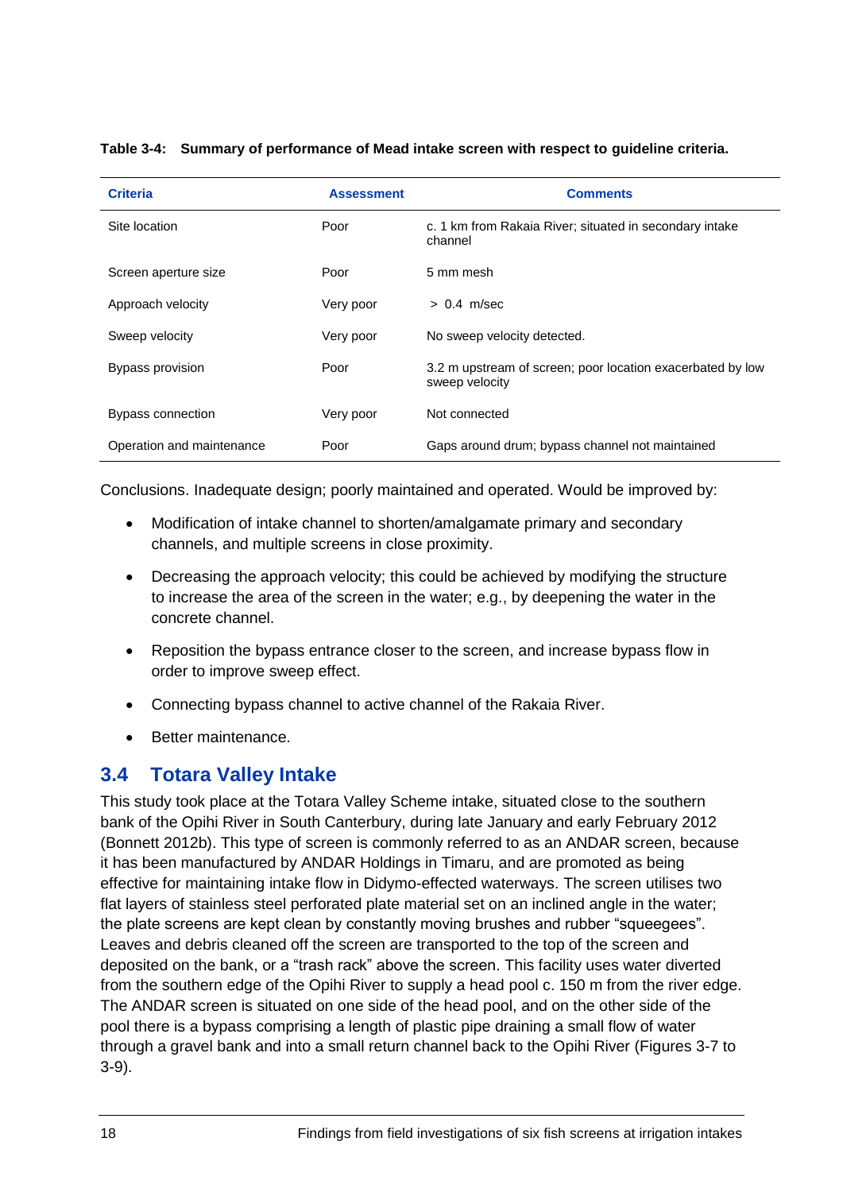**Table 3-4: Summary of performance of Mead intake screen with respect to guideline criteria.**

| Criteria | Assessment | Comments |
|---|---|---|
| Site location | Poor | c. 1 km from Rakaia River; situated in secondary intake channel |
| Screen aperture size | Poor | 5 mm mesh |
| Approach velocity | Very poor | > 0.4 m/sec |
| Sweep velocity | Very poor | No sweep velocity detected. |
| Bypass provision | Poor | 3.2 m upstream of screen; poor location exacerbated by low sweep velocity |
| Bypass connection | Very poor | Not connected |
| Operation and maintenance | Poor | Gaps around drum; bypass channel not maintained |

Conclusions. Inadequate design; poorly maintained and operated. Would be improved by:

- Modification of intake channel to shorten/amalgamate primary and secondary channels, and multiple screens in close proximity.
- Decreasing the approach velocity; this could be achieved by modifying the structure to increase the area of the screen in the water; e.g., by deepening the water in the concrete channel.
- Reposition the bypass entrance closer to the screen, and increase bypass flow in order to improve sweep effect.
- Connecting bypass channel to active channel of the Rakaia River.
- Better maintenance.

## 3.4 Totara Valley Intake

This study took place at the Totara Valley Scheme intake, situated close to the southern bank of the Opihi River in South Canterbury, during late January and early February 2012 (Bonnett 2012b). This type of screen is commonly referred to as an ANDAR screen, because it has been manufactured by ANDAR Holdings in Timaru, and are promoted as being effective for maintaining intake flow in Didymo-effected waterways. The screen utilises two flat layers of stainless steel perforated plate material set on an inclined angle in the water; the plate screens are kept clean by constantly moving brushes and rubber "squeegees". Leaves and debris cleaned off the screen are transported to the top of the screen and deposited on the bank, or a "trash rack" above the screen. This facility uses water diverted from the southern edge of the Opihi River to supply a head pool c. 150 m from the river edge. The ANDAR screen is situated on one side of the head pool, and on the other side of the pool there is a bypass comprising a length of plastic pipe draining a small flow of water through a gravel bank and into a small return channel back to the Opihi River (Figures 3-7 to 3-9).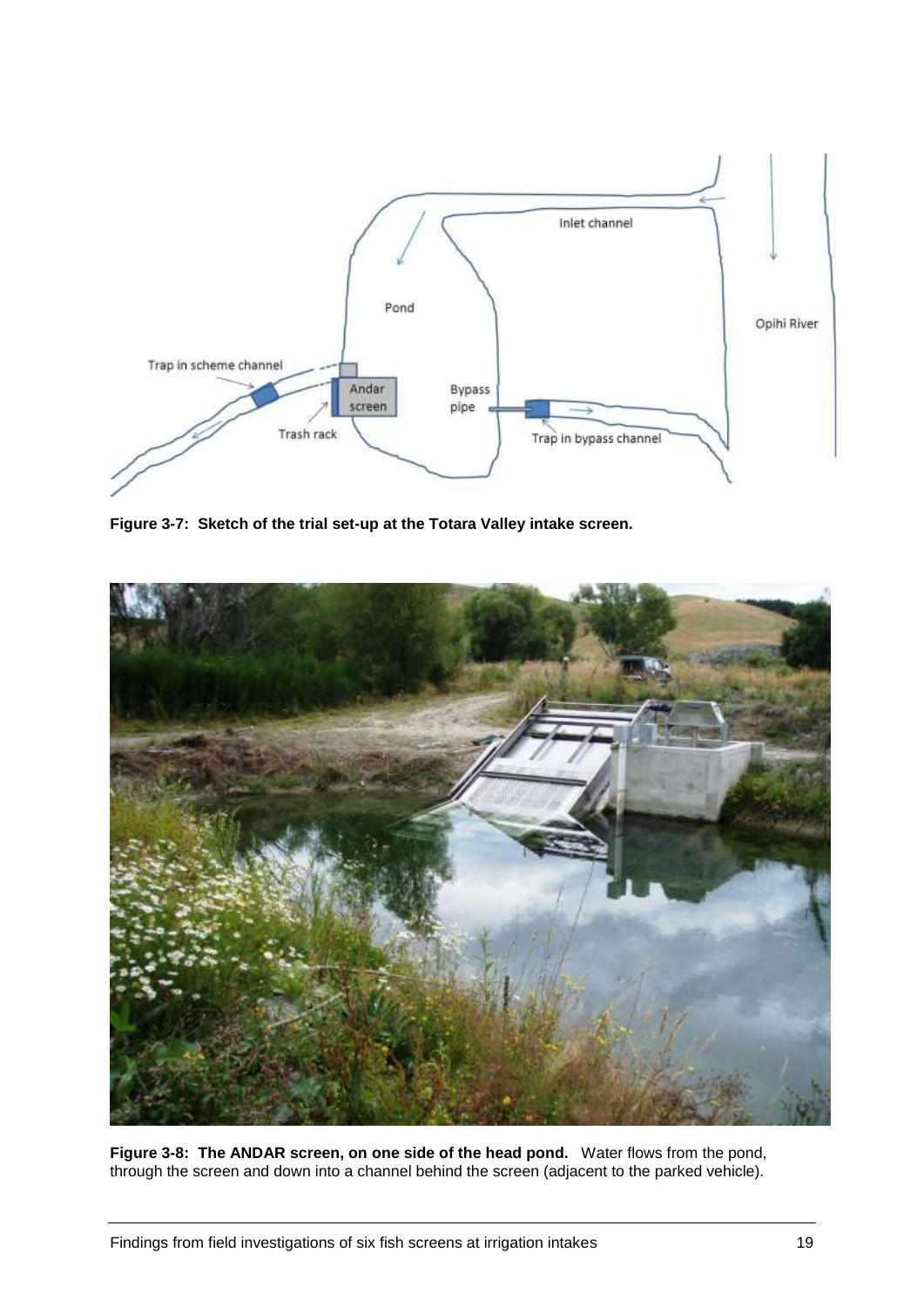**Figure 3-7: Sketch of the trial set-up at the Totara Valley intake screen.**

**Figure 3-8: The ANDAR screen, on one side of the head pond.** Water flows from the pond, through the screen and down into a channel behind the screen (adjacent to the parked vehicle).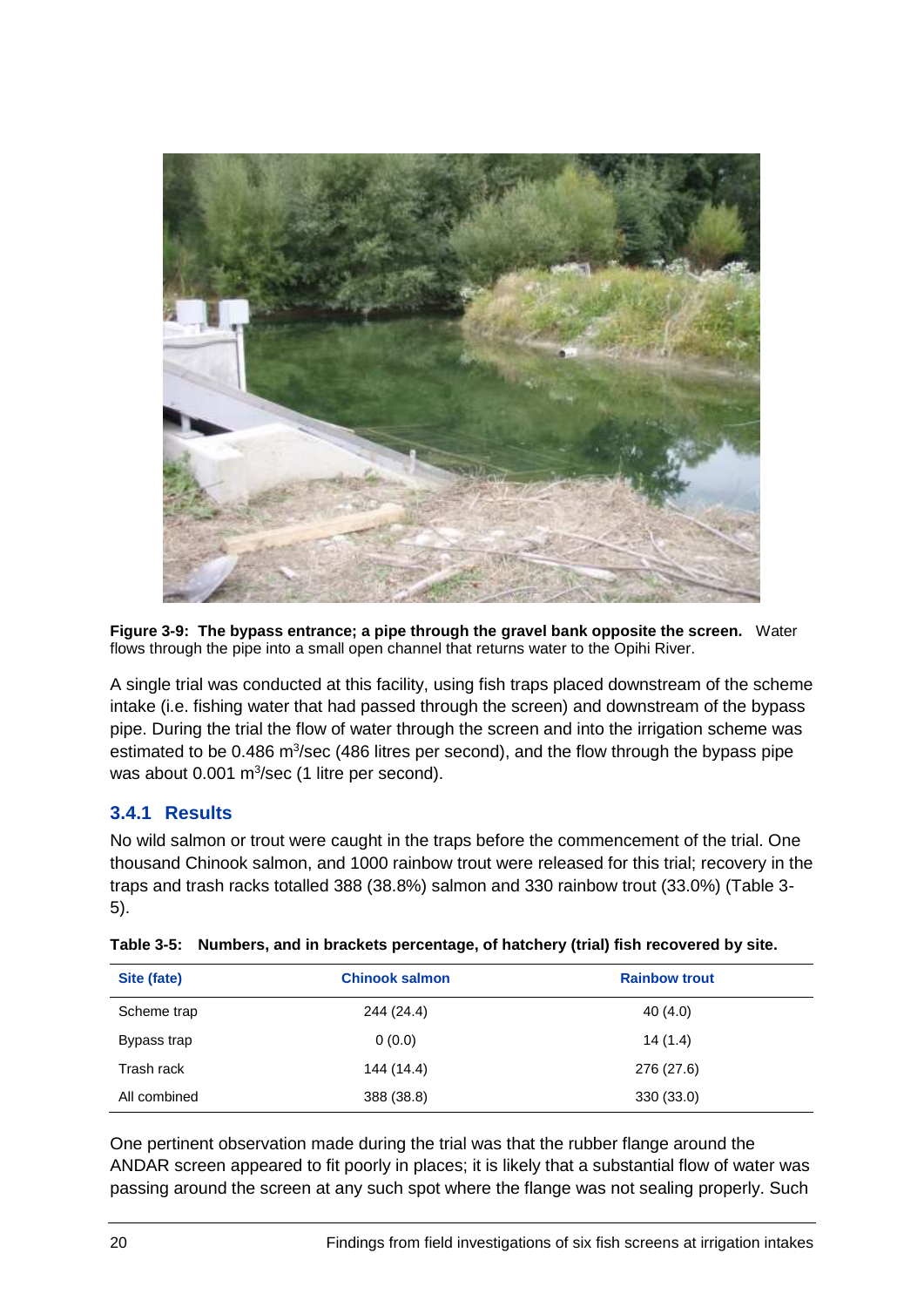**Figure 3-9: The bypass entrance; a pipe through the gravel bank opposite the screen.** Water flows through the pipe into a small open channel that returns water to the Opihi River.

A single trial was conducted at this facility, using fish traps placed downstream of the scheme intake (i.e. fishing water that had passed through the screen) and downstream of the bypass pipe. During the trial the flow of water through the screen and into the irrigation scheme was estimated to be 0.486 $m^3$/sec (486 litres per second), and the flow through the bypass pipe was about 0.001 $m^3$/sec (1 litre per second).

### 3.4.1 Results

No wild salmon or trout were caught in the traps before the commencement of the trial. One thousand Chinook salmon, and 1000 rainbow trout were released for this trial; recovery in the traps and trash racks totalled 388 (38.8%) salmon and 330 rainbow trout (33.0%) (Table 3-5).

**Table 3-5: Numbers, and in brackets percentage, of hatchery (trial) fish recovered by site.**

| Site (fate) | Chinook salmon | Rainbow trout |
|---|---|---|
| Scheme trap | 244 (24.4) | 40 (4.0) |
| Bypass trap | 0 (0.0) | 14 (1.4) |
| Trash rack | 144 (14.4) | 276 (27.6) |
| All combined | 388 (38.8) | 330 (33.0) |

One pertinent observation made during the trial was that the rubber flange around the ANDAR screen appeared to fit poorly in places; it is likely that a substantial flow of water was passing around the screen at any such spot where the flange was not sealing properly. Such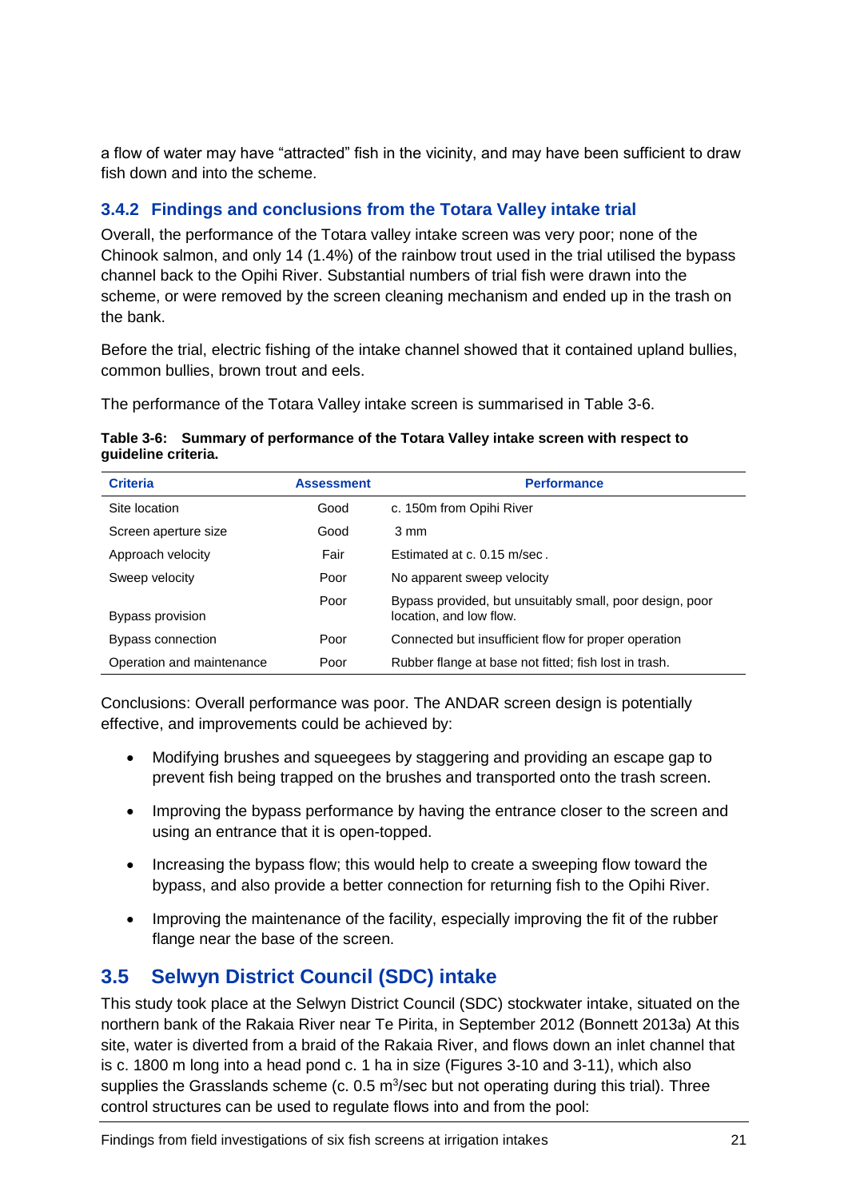a flow of water may have "attracted" fish in the vicinity, and may have been sufficient to draw fish down and into the scheme.

### 3.4.2 Findings and conclusions from the Totara Valley intake trial

Overall, the performance of the Totara valley intake screen was very poor; none of the Chinook salmon, and only 14 (1.4%) of the rainbow trout used in the trial utilised the bypass channel back to the Opihi River. Substantial numbers of trial fish were drawn into the scheme, or were removed by the screen cleaning mechanism and ended up in the trash on the bank.

Before the trial, electric fishing of the intake channel showed that it contained upland bullies, common bullies, brown trout and eels.

The performance of the Totara Valley intake screen is summarised in Table 3-6.

**Table 3-6: Summary of performance of the Totara Valley intake screen with respect to guideline criteria.**

| Criteria | Assessment | Performance |
|---|---|---|
| Site location | Good | c. 150m from Opihi River |
| Screen aperture size | Good | 3 mm |
| Approach velocity | Fair | Estimated at c. 0.15 m/sec . |
| Sweep velocity | Poor | No apparent sweep velocity |
| Bypass provision | Poor | Bypass provided, but unsuitably small, poor design, poor location, and low flow. |
| Bypass connection | Poor | Connected but insufficient flow for proper operation |
| Operation and maintenance | Poor | Rubber flange at base not fitted; fish lost in trash. |

Conclusions: Overall performance was poor. The ANDAR screen design is potentially effective, and improvements could be achieved by:

- Modifying brushes and squeegees by staggering and providing an escape gap to prevent fish being trapped on the brushes and transported onto the trash screen.
- Improving the bypass performance by having the entrance closer to the screen and using an entrance that it is open-topped.
- Increasing the bypass flow; this would help to create a sweeping flow toward the bypass, and also provide a better connection for returning fish to the Opihi River.
- Improving the maintenance of the facility, especially improving the fit of the rubber flange near the base of the screen.

## 3.5 Selwyn District Council (SDC) intake

This study took place at the Selwyn District Council (SDC) stockwater intake, situated on the northern bank of the Rakaia River near Te Pirita, in September 2012 (Bonnett 2013a) At this site, water is diverted from a braid of the Rakaia River, and flows down an inlet channel that is c. 1800 m long into a head pond c. 1 ha in size (Figures 3-10 and 3-11), which also supplies the Grasslands scheme (c. 0.5 $m^3$/sec but not operating during this trial). Three control structures can be used to regulate flows into and from the pool: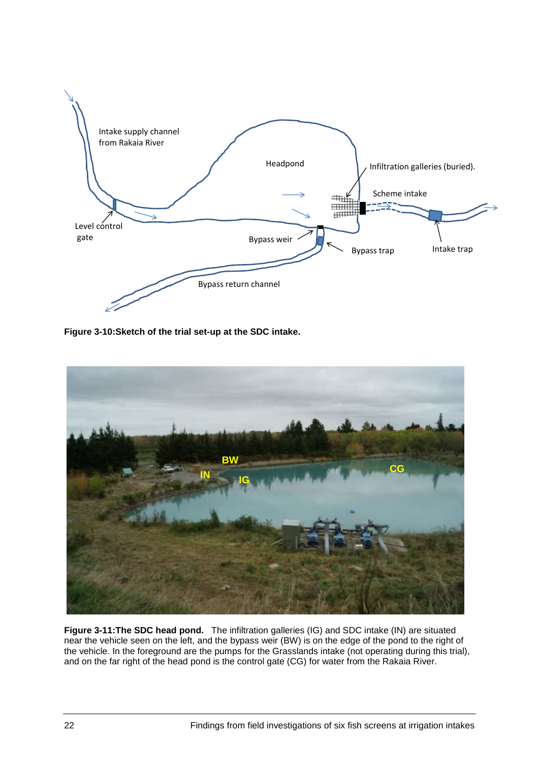**Figure 3-10:Sketch of the trial set-up at the SDC intake.**

**Figure 3-11:The SDC head pond.** The infiltration galleries (IG) and SDC intake (IN) are situated near the vehicle seen on the left, and the bypass weir (BW) is on the edge of the pond to the right of the vehicle. In the foreground are the pumps for the Grasslands intake (not operating during this trial), and on the far right of the head pond is the control gate (CG) for water from the Rakaia River.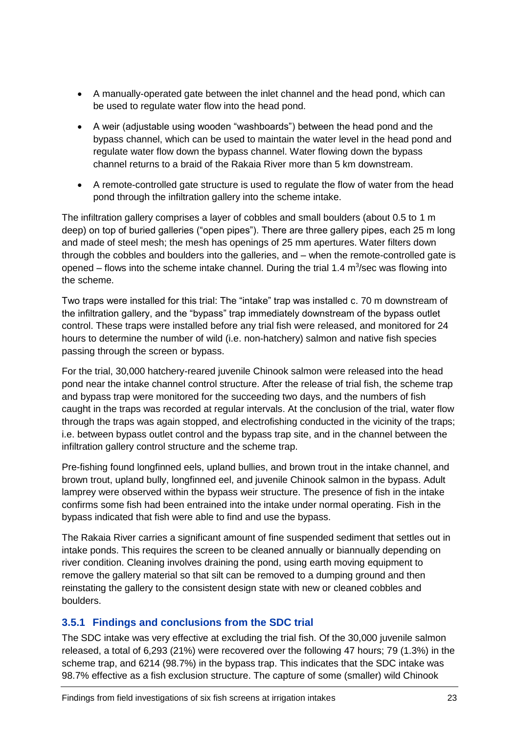- A manually-operated gate between the inlet channel and the head pond, which can be used to regulate water flow into the head pond.
- A weir (adjustable using wooden "washboards") between the head pond and the bypass channel, which can be used to maintain the water level in the head pond and regulate water flow down the bypass channel. Water flowing down the bypass channel returns to a braid of the Rakaia River more than 5 km downstream.
- A remote-controlled gate structure is used to regulate the flow of water from the head pond through the infiltration gallery into the scheme intake.

The infiltration gallery comprises a layer of cobbles and small boulders (about 0.5 to 1 m deep) on top of buried galleries ("open pipes"). There are three gallery pipes, each 25 m long and made of steel mesh; the mesh has openings of 25 mm apertures. Water filters down through the cobbles and boulders into the galleries, and – when the remote-controlled gate is opened – flows into the scheme intake channel. During the trial 1.4 $m^3$/sec was flowing into the scheme.

Two traps were installed for this trial: The "intake" trap was installed c. 70 m downstream of the infiltration gallery, and the "bypass" trap immediately downstream of the bypass outlet control. These traps were installed before any trial fish were released, and monitored for 24 hours to determine the number of wild (i.e. non-hatchery) salmon and native fish species passing through the screen or bypass.

For the trial, 30,000 hatchery-reared juvenile Chinook salmon were released into the head pond near the intake channel control structure. After the release of trial fish, the scheme trap and bypass trap were monitored for the succeeding two days, and the numbers of fish caught in the traps was recorded at regular intervals. At the conclusion of the trial, water flow through the traps was again stopped, and electrofishing conducted in the vicinity of the traps; i.e. between bypass outlet control and the bypass trap site, and in the channel between the infiltration gallery control structure and the scheme trap.

Pre-fishing found longfinned eels, upland bullies, and brown trout in the intake channel, and brown trout, upland bully, longfinned eel, and juvenile Chinook salmon in the bypass. Adult lamprey were observed within the bypass weir structure. The presence of fish in the intake confirms some fish had been entrained into the intake under normal operating. Fish in the bypass indicated that fish were able to find and use the bypass.

The Rakaia River carries a significant amount of fine suspended sediment that settles out in intake ponds. This requires the screen to be cleaned annually or biannually depending on river condition. Cleaning involves draining the pond, using earth moving equipment to remove the gallery material so that silt can be removed to a dumping ground and then reinstating the gallery to the consistent design state with new or cleaned cobbles and boulders.

### 3.5.1 Findings and conclusions from the SDC trial

The SDC intake was very effective at excluding the trial fish. Of the 30,000 juvenile salmon released, a total of 6,293 (21%) were recovered over the following 47 hours; 79 (1.3%) in the scheme trap, and 6214 (98.7%) in the bypass trap. This indicates that the SDC intake was 98.7% effective as a fish exclusion structure. The capture of some (smaller) wild Chinook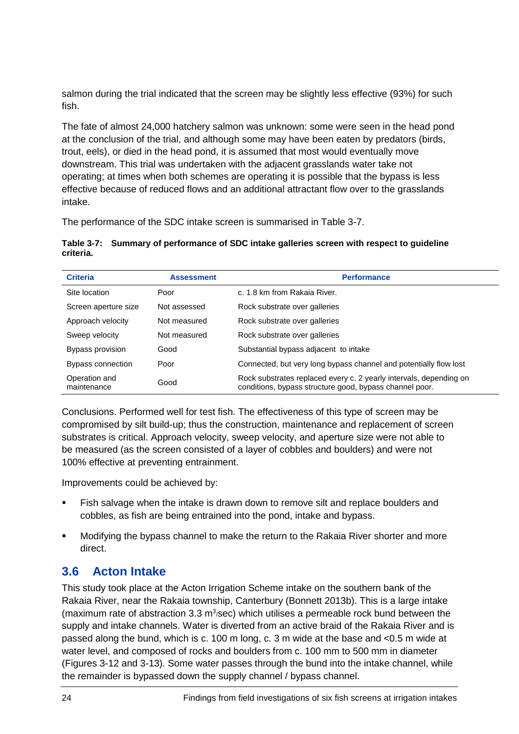salmon during the trial indicated that the screen may be slightly less effective (93%) for such fish.

The fate of almost 24,000 hatchery salmon was unknown: some were seen in the head pond at the conclusion of the trial, and although some may have been eaten by predators (birds, trout, eels), or died in the head pond, it is assumed that most would eventually move downstream. This trial was undertaken with the adjacent grasslands water take not operating; at times when both schemes are operating it is possible that the bypass is less effective because of reduced flows and an additional attractant flow over to the grasslands intake.

The performance of the SDC intake screen is summarised in Table 3-7.

**Table 3-7: Summary of performance of SDC intake galleries screen with respect to guideline criteria.**

| Criteria | Assessment | Performance |
|---|---|---|
| Site location | Poor | c. 1.8 km from Rakaia River. |
| Screen aperture size | Not assessed | Rock substrate over galleries |
| Approach velocity | Not measured | Rock substrate over galleries |
| Sweep velocity | Not measured | Rock substrate over galleries |
| Bypass provision | Good | Substantial bypass adjacent to intake |
| Bypass connection | Poor | Connected, but very long bypass channel and potentially flow lost |
| Operation and maintenance | Good | Rock substrates replaced every c. 2 yearly intervals, depending on conditions, bypass structure good, bypass channel poor. |

Conclusions. Performed well for test fish. The effectiveness of this type of screen may be compromised by silt build-up; thus the construction, maintenance and replacement of screen substrates is critical. Approach velocity, sweep velocity, and aperture size were not able to be measured (as the screen consisted of a layer of cobbles and boulders) and were not 100% effective at preventing entrainment.

Improvements could be achieved by:

- Fish salvage when the intake is drawn down to remove silt and replace boulders and cobbles, as fish are being entrained into the pond, intake and bypass.
- Modifying the bypass channel to make the return to the Rakaia River shorter and more direct.

## 3.6 Acton Intake

This study took place at the Acton Irrigation Scheme intake on the southern bank of the Rakaia River, near the Rakaia township, Canterbury (Bonnett 2013b). This is a large intake (maximum rate of abstraction 3.3 $m^3$/sec) which utilises a permeable rock bund between the supply and intake channels. Water is diverted from an active braid of the Rakaia River and is passed along the bund, which is c. 100 m long, c. 3 m wide at the base and <0.5 m wide at water level, and composed of rocks and boulders from c. 100 mm to 500 mm in diameter (Figures 3-12 and 3-13). Some water passes through the bund into the intake channel, while the remainder is bypassed down the supply channel / bypass channel.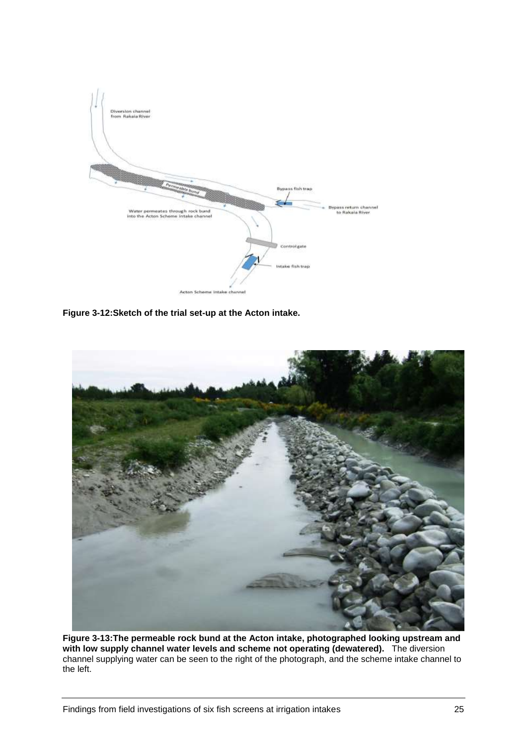**Figure 3-12:Sketch of the trial set-up at the Acton intake.**

**Figure 3-13:The permeable rock bund at the Acton intake, photographed looking upstream and with low supply channel water levels and scheme not operating (dewatered).** The diversion channel supplying water can be seen to the right of the photograph, and the scheme intake channel to the left.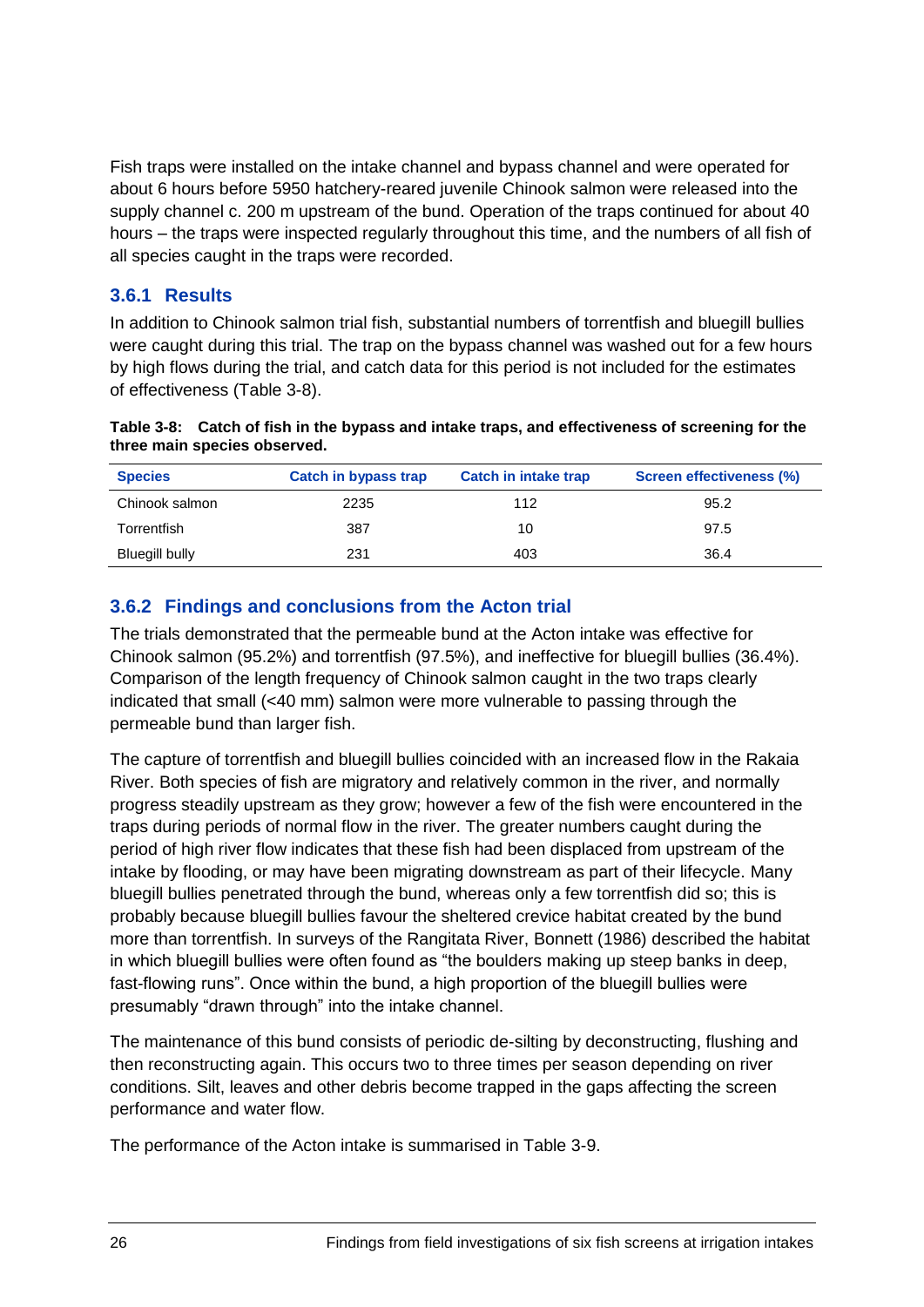Fish traps were installed on the intake channel and bypass channel and were operated for about 6 hours before 5950 hatchery-reared juvenile Chinook salmon were released into the supply channel c. 200 m upstream of the bund. Operation of the traps continued for about 40 hours – the traps were inspected regularly throughout this time, and the numbers of all fish of all species caught in the traps were recorded.

### 3.6.1 Results

In addition to Chinook salmon trial fish, substantial numbers of torrentfish and bluegill bullies were caught during this trial. The trap on the bypass channel was washed out for a few hours by high flows during the trial, and catch data for this period is not included for the estimates of effectiveness (Table 3-8).

**Table 3-8: Catch of fish in the bypass and intake traps, and effectiveness of screening for the three main species observed.**

| Species | Catch in bypass trap | Catch in intake trap | Screen effectiveness (%) |
|---|---|---|---|
| Chinook salmon | 2235 | 112 | 95.2 |
| Torrentfish | 387 | 10 | 97.5 |
| Bluegill bully | 231 | 403 | 36.4 |

### 3.6.2 Findings and conclusions from the Acton trial

The trials demonstrated that the permeable bund at the Acton intake was effective for Chinook salmon (95.2%) and torrentfish (97.5%), and ineffective for bluegill bullies (36.4%). Comparison of the length frequency of Chinook salmon caught in the two traps clearly indicated that small (<40 mm) salmon were more vulnerable to passing through the permeable bund than larger fish.

The capture of torrentfish and bluegill bullies coincided with an increased flow in the Rakaia River. Both species of fish are migratory and relatively common in the river, and normally progress steadily upstream as they grow; however a few of the fish were encountered in the traps during periods of normal flow in the river. The greater numbers caught during the period of high river flow indicates that these fish had been displaced from upstream of the intake by flooding, or may have been migrating downstream as part of their lifecycle. Many bluegill bullies penetrated through the bund, whereas only a few torrentfish did so; this is probably because bluegill bullies favour the sheltered crevice habitat created by the bund more than torrentfish. In surveys of the Rangitata River, Bonnett (1986) described the habitat in which bluegill bullies were often found as "the boulders making up steep banks in deep, fast-flowing runs". Once within the bund, a high proportion of the bluegill bullies were presumably "drawn through" into the intake channel.

The maintenance of this bund consists of periodic de-silting by deconstructing, flushing and then reconstructing again. This occurs two to three times per season depending on river conditions. Silt, leaves and other debris become trapped in the gaps affecting the screen performance and water flow.

The performance of the Acton intake is summarised in Table 3-9.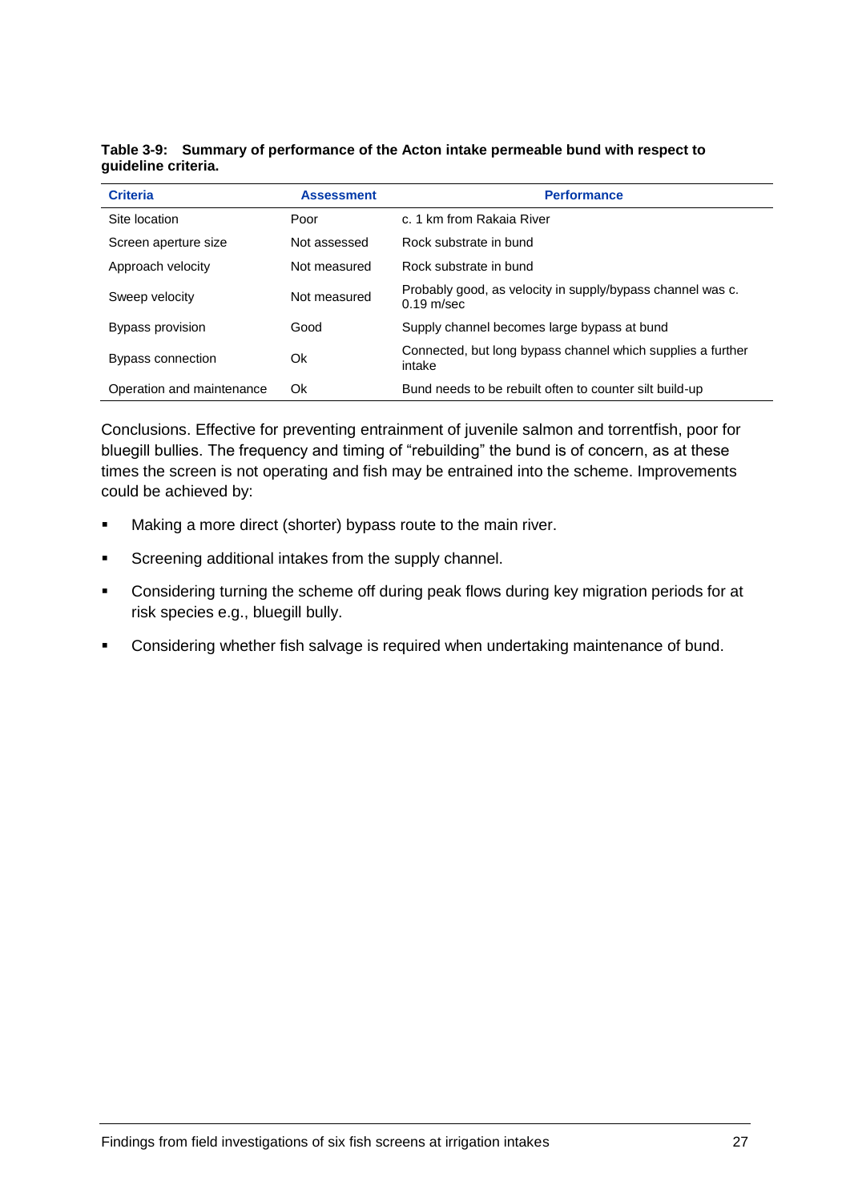**Table 3-9: Summary of performance of the Acton intake permeable bund with respect to guideline criteria.**

| Criteria | Assessment | Performance |
|---|---|---|
| Site location | Poor | c. 1 km from Rakaia River |
| Screen aperture size | Not assessed | Rock substrate in bund |
| Approach velocity | Not measured | Rock substrate in bund |
| Sweep velocity | Not measured | Probably good, as velocity in supply/bypass channel was c. 0.19 m/sec |
| Bypass provision | Good | Supply channel becomes large bypass at bund |
| Bypass connection | Ok | Connected, but long bypass channel which supplies a further intake |
| Operation and maintenance | Ok | Bund needs to be rebuilt often to counter silt build-up |

Conclusions. Effective for preventing entrainment of juvenile salmon and torrentfish, poor for bluegill bullies. The frequency and timing of "rebuilding" the bund is of concern, as at these times the screen is not operating and fish may be entrained into the scheme. Improvements could be achieved by:

- Making a more direct (shorter) bypass route to the main river.
- Screening additional intakes from the supply channel.
- Considering turning the scheme off during peak flows during key migration periods for at risk species e.g., bluegill bully.
- Considering whether fish salvage is required when undertaking maintenance of bund.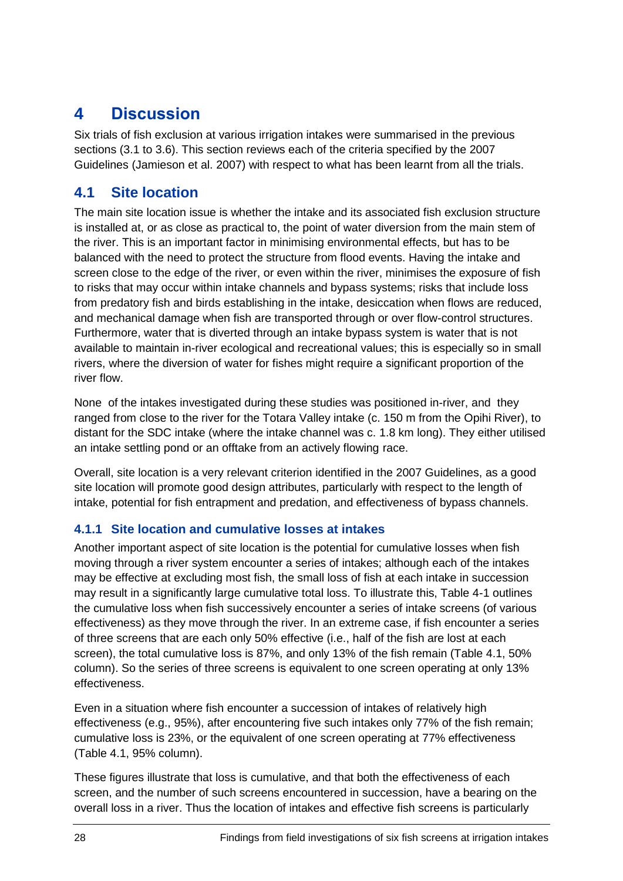# 4 Discussion

Six trials of fish exclusion at various irrigation intakes were summarised in the previous sections (3.1 to 3.6). This section reviews each of the criteria specified by the 2007 Guidelines (Jamieson et al. 2007) with respect to what has been learnt from all the trials.

## 4.1 Site location

The main site location issue is whether the intake and its associated fish exclusion structure is installed at, or as close as practical to, the point of water diversion from the main stem of the river. This is an important factor in minimising environmental effects, but has to be balanced with the need to protect the structure from flood events. Having the intake and screen close to the edge of the river, or even within the river, minimises the exposure of fish to risks that may occur within intake channels and bypass systems; risks that include loss from predatory fish and birds establishing in the intake, desiccation when flows are reduced, and mechanical damage when fish are transported through or over flow-control structures. Furthermore, water that is diverted through an intake bypass system is water that is not available to maintain in-river ecological and recreational values; this is especially so in small rivers, where the diversion of water for fishes might require a significant proportion of the river flow.

None of the intakes investigated during these studies was positioned in-river, and they ranged from close to the river for the Totara Valley intake (c. 150 m from the Opihi River), to distant for the SDC intake (where the intake channel was c. 1.8 km long). They either utilised an intake settling pond or an offtake from an actively flowing race.

Overall, site location is a very relevant criterion identified in the 2007 Guidelines, as a good site location will promote good design attributes, particularly with respect to the length of intake, potential for fish entrapment and predation, and effectiveness of bypass channels.

### 4.1.1 Site location and cumulative losses at intakes

Another important aspect of site location is the potential for cumulative losses when fish moving through a river system encounter a series of intakes; although each of the intakes may be effective at excluding most fish, the small loss of fish at each intake in succession may result in a significantly large cumulative total loss. To illustrate this, Table 4-1 outlines the cumulative loss when fish successively encounter a series of intake screens (of various effectiveness) as they move through the river. In an extreme case, if fish encounter a series of three screens that are each only 50% effective (i.e., half of the fish are lost at each screen), the total cumulative loss is 87%, and only 13% of the fish remain (Table 4.1, 50% column). So the series of three screens is equivalent to one screen operating at only 13% effectiveness.

Even in a situation where fish encounter a succession of intakes of relatively high effectiveness (e.g., 95%), after encountering five such intakes only 77% of the fish remain; cumulative loss is 23%, or the equivalent of one screen operating at 77% effectiveness (Table 4.1, 95% column).

These figures illustrate that loss is cumulative, and that both the effectiveness of each screen, and the number of such screens encountered in succession, have a bearing on the overall loss in a river. Thus the location of intakes and effective fish screens is particularly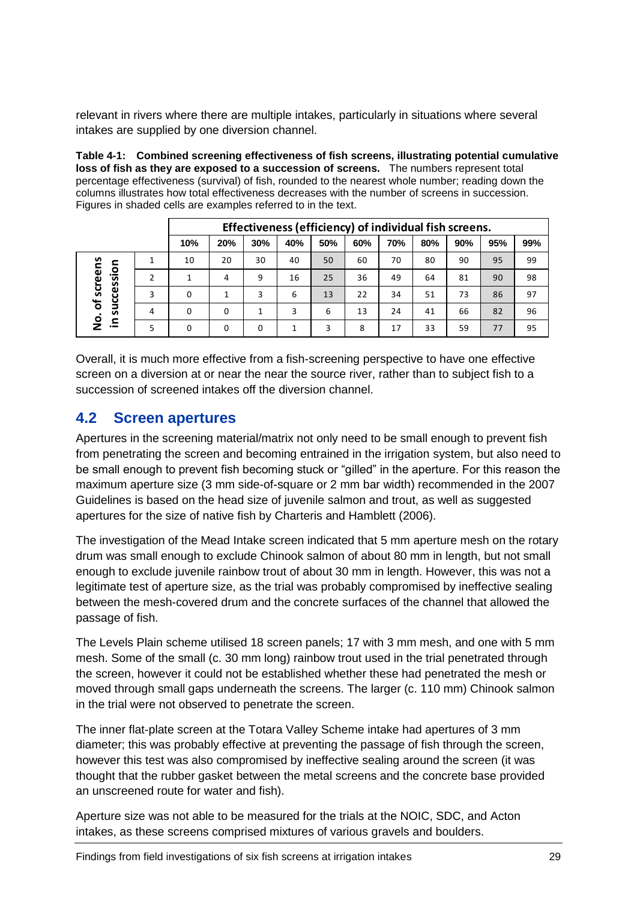relevant in rivers where there are multiple intakes, particularly in situations where several intakes are supplied by one diversion channel.

**Table 4-1: Combined screening effectiveness of fish screens, illustrating potential cumulative loss of fish as they are exposed to a succession of screens.** The numbers represent total percentage effectiveness (survival) of fish, rounded to the nearest whole number; reading down the columns illustrates how total effectiveness decreases with the number of screens in succession. Figures in shaded cells are examples referred to in the text.

| | | **Effectiveness (efficiency) of individual fish screens.** | | | | | | | | | | |
|---|---|---|---|---|---|---|---|---|---|---|---|---|
| | | **10%** | **20%** | **30%** | **40%** | **50%** | **60%** | **70%** | **80%** | **90%** | **95%** | **99%** |
| **No. of screens in succession** | 1 | 10 | 20 | 30 | 40 | 50 | 60 | 70 | 80 | 90 | 95 | 99 |
| | 2 | 1 | 4 | 9 | 16 | 25 | 36 | 49 | 64 | 81 | 90 | 98 |
| | 3 | 0 | 1 | 3 | 6 | 13 | 22 | 34 | 51 | 73 | 86 | 97 |
| | 4 | 0 | 0 | 1 | 3 | 6 | 13 | 24 | 41 | 66 | 82 | 96 |
| | 5 | 0 | 0 | 0 | 1 | 3 | 8 | 17 | 33 | 59 | 77 | 95 |

Overall, it is much more effective from a fish-screening perspective to have one effective screen on a diversion at or near the near the source river, rather than to subject fish to a succession of screened intakes off the diversion channel.

## 4.2 Screen apertures

Apertures in the screening material/matrix not only need to be small enough to prevent fish from penetrating the screen and becoming entrained in the irrigation system, but also need to be small enough to prevent fish becoming stuck or "gilled" in the aperture. For this reason the maximum aperture size (3 mm side-of-square or 2 mm bar width) recommended in the 2007 Guidelines is based on the head size of juvenile salmon and trout, as well as suggested apertures for the size of native fish by Charteris and Hamblett (2006).

The investigation of the Mead Intake screen indicated that 5 mm aperture mesh on the rotary drum was small enough to exclude Chinook salmon of about 80 mm in length, but not small enough to exclude juvenile rainbow trout of about 30 mm in length. However, this was not a legitimate test of aperture size, as the trial was probably compromised by ineffective sealing between the mesh-covered drum and the concrete surfaces of the channel that allowed the passage of fish.

The Levels Plain scheme utilised 18 screen panels; 17 with 3 mm mesh, and one with 5 mm mesh. Some of the small (c. 30 mm long) rainbow trout used in the trial penetrated through the screen, however it could not be established whether these had penetrated the mesh or moved through small gaps underneath the screens. The larger (c. 110 mm) Chinook salmon in the trial were not observed to penetrate the screen.

The inner flat-plate screen at the Totara Valley Scheme intake had apertures of 3 mm diameter; this was probably effective at preventing the passage of fish through the screen, however this test was also compromised by ineffective sealing around the screen (it was thought that the rubber gasket between the metal screens and the concrete base provided an unscreened route for water and fish).

Aperture size was not able to be measured for the trials at the NOIC, SDC, and Acton intakes, as these screens comprised mixtures of various gravels and boulders.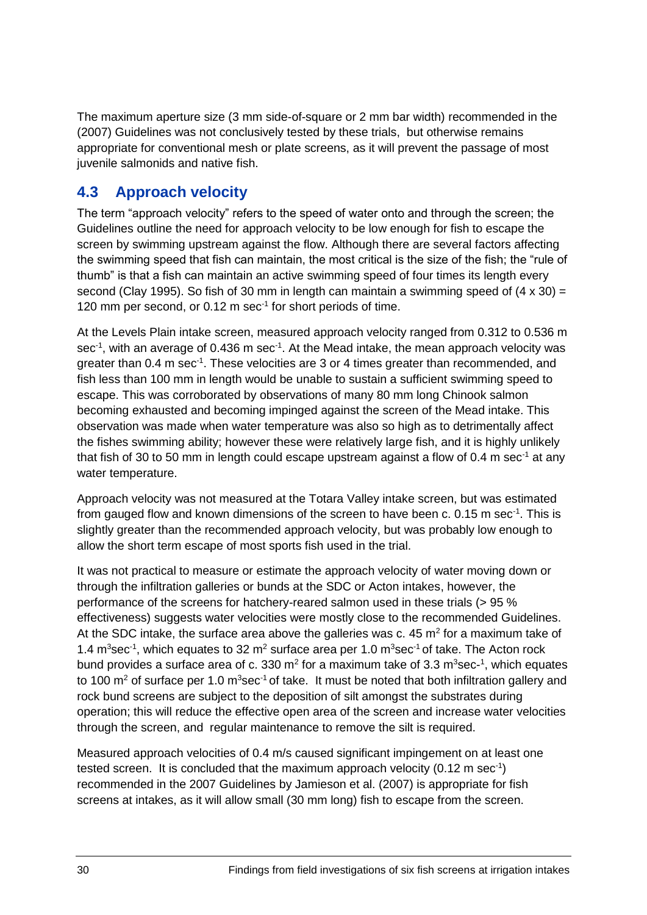The maximum aperture size (3 mm side-of-square or 2 mm bar width) recommended in the (2007) Guidelines was not conclusively tested by these trials, but otherwise remains appropriate for conventional mesh or plate screens, as it will prevent the passage of most juvenile salmonids and native fish.

## 4.3 Approach velocity

The term "approach velocity" refers to the speed of water onto and through the screen; the Guidelines outline the need for approach velocity to be low enough for fish to escape the screen by swimming upstream against the flow. Although there are several factors affecting the swimming speed that fish can maintain, the most critical is the size of the fish; the "rule of thumb" is that a fish can maintain an active swimming speed of four times its length every second (Clay 1995). So fish of 30 mm in length can maintain a swimming speed of (4 x 30) = 120 mm per second, or 0.12 m $sec^{-1}$ for short periods of time.

At the Levels Plain intake screen, measured approach velocity ranged from 0.312 to 0.536 m $sec^{-1}$, with an average of 0.436 m $sec^{-1}$. At the Mead intake, the mean approach velocity was greater than 0.4 m $sec^{-1}$. These velocities are 3 or 4 times greater than recommended, and fish less than 100 mm in length would be unable to sustain a sufficient swimming speed to escape. This was corroborated by observations of many 80 mm long Chinook salmon becoming exhausted and becoming impinged against the screen of the Mead intake. This observation was made when water temperature was also so high as to detrimentally affect the fishes swimming ability; however these were relatively large fish, and it is highly unlikely that fish of 30 to 50 mm in length could escape upstream against a flow of 0.4 m $sec^{-1}$ at any water temperature.

Approach velocity was not measured at the Totara Valley intake screen, but was estimated from gauged flow and known dimensions of the screen to have been c. 0.15 m $sec^{-1}$. This is slightly greater than the recommended approach velocity, but was probably low enough to allow the short term escape of most sports fish used in the trial.

It was not practical to measure or estimate the approach velocity of water moving down or through the infiltration galleries or bunds at the SDC or Acton intakes, however, the performance of the screens for hatchery-reared salmon used in these trials (> 95 % effectiveness) suggests water velocities were mostly close to the recommended Guidelines. At the SDC intake, the surface area above the galleries was c. 45 $m^2$ for a maximum take of 1.4 $m^3sec^{-1}$, which equates to 32 $m^2$ surface area per 1.0 $m^3sec^{-1}$ of take. The Acton rock bund provides a surface area of c. 330 $m^2$ for a maximum take of 3.3 $m^3sec^{-1}$, which equates to 100 $m^2$ of surface per 1.0 $m^3sec^{-1}$ of take. It must be noted that both infiltration gallery and rock bund screens are subject to the deposition of silt amongst the substrates during operation; this will reduce the effective open area of the screen and increase water velocities through the screen, and regular maintenance to remove the silt is required.

Measured approach velocities of 0.4 m/s caused significant impingement on at least one tested screen. It is concluded that the maximum approach velocity (0.12 m $sec^{-1}$) recommended in the 2007 Guidelines by Jamieson et al. (2007) is appropriate for fish screens at intakes, as it will allow small (30 mm long) fish to escape from the screen.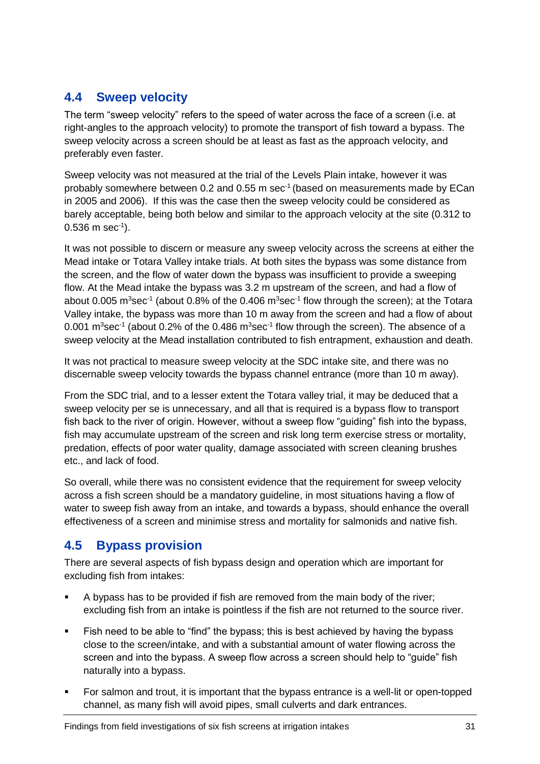## 4.4 Sweep velocity

The term "sweep velocity" refers to the speed of water across the face of a screen (i.e. at right-angles to the approach velocity) to promote the transport of fish toward a bypass. The sweep velocity across a screen should be at least as fast as the approach velocity, and preferably even faster.

Sweep velocity was not measured at the trial of the Levels Plain intake, however it was probably somewhere between 0.2 and 0.55 m $sec^{-1}$ (based on measurements made by ECan in 2005 and 2006). If this was the case then the sweep velocity could be considered as barely acceptable, being both below and similar to the approach velocity at the site (0.312 to 0.536 m $sec^{-1}$).

It was not possible to discern or measure any sweep velocity across the screens at either the Mead intake or Totara Valley intake trials. At both sites the bypass was some distance from the screen, and the flow of water down the bypass was insufficient to provide a sweeping flow. At the Mead intake the bypass was 3.2 m upstream of the screen, and had a flow of about 0.005 $m^3sec^{-1}$ (about 0.8% of the 0.406 $m^3sec^{-1}$ flow through the screen); at the Totara Valley intake, the bypass was more than 10 m away from the screen and had a flow of about 0.001 $m^3sec^{-1}$ (about 0.2% of the 0.486 $m^3sec^{-1}$ flow through the screen). The absence of a sweep velocity at the Mead installation contributed to fish entrapment, exhaustion and death.

It was not practical to measure sweep velocity at the SDC intake site, and there was no discernable sweep velocity towards the bypass channel entrance (more than 10 m away).

From the SDC trial, and to a lesser extent the Totara valley trial, it may be deduced that a sweep velocity per se is unnecessary, and all that is required is a bypass flow to transport fish back to the river of origin. However, without a sweep flow "guiding" fish into the bypass, fish may accumulate upstream of the screen and risk long term exercise stress or mortality, predation, effects of poor water quality, damage associated with screen cleaning brushes etc., and lack of food.

So overall, while there was no consistent evidence that the requirement for sweep velocity across a fish screen should be a mandatory guideline, in most situations having a flow of water to sweep fish away from an intake, and towards a bypass, should enhance the overall effectiveness of a screen and minimise stress and mortality for salmonids and native fish.

## 4.5 Bypass provision

There are several aspects of fish bypass design and operation which are important for excluding fish from intakes:

- A bypass has to be provided if fish are removed from the main body of the river; excluding fish from an intake is pointless if the fish are not returned to the source river.
- Fish need to be able to "find" the bypass; this is best achieved by having the bypass close to the screen/intake, and with a substantial amount of water flowing across the screen and into the bypass. A sweep flow across a screen should help to "guide" fish naturally into a bypass.
- For salmon and trout, it is important that the bypass entrance is a well-lit or open-topped channel, as many fish will avoid pipes, small culverts and dark entrances.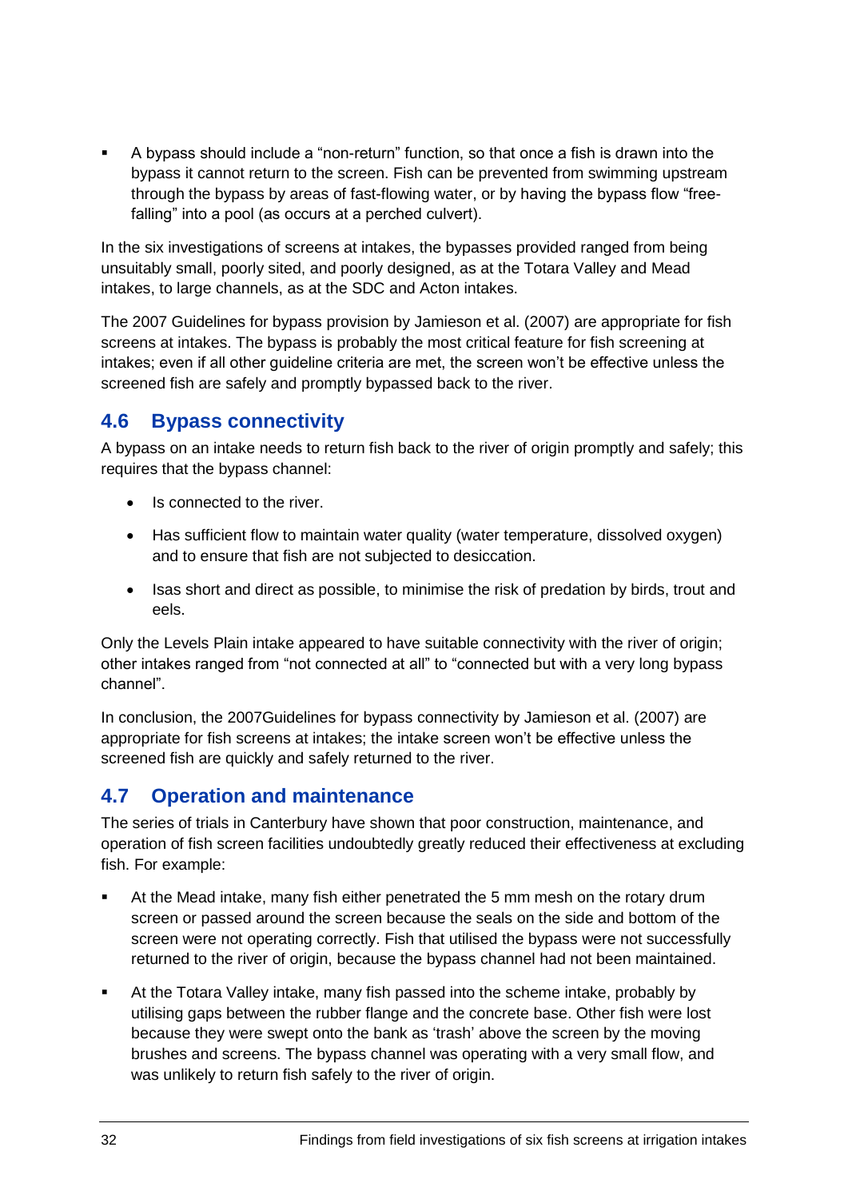- A bypass should include a "non-return" function, so that once a fish is drawn into the bypass it cannot return to the screen. Fish can be prevented from swimming upstream through the bypass by areas of fast-flowing water, or by having the bypass flow "free-falling" into a pool (as occurs at a perched culvert).

In the six investigations of screens at intakes, the bypasses provided ranged from being unsuitably small, poorly sited, and poorly designed, as at the Totara Valley and Mead intakes, to large channels, as at the SDC and Acton intakes.

The 2007 Guidelines for bypass provision by Jamieson et al. (2007) are appropriate for fish screens at intakes. The bypass is probably the most critical feature for fish screening at intakes; even if all other guideline criteria are met, the screen won't be effective unless the screened fish are safely and promptly bypassed back to the river.

## 4.6 Bypass connectivity

A bypass on an intake needs to return fish back to the river of origin promptly and safely; this requires that the bypass channel:

- Is connected to the river.
- Has sufficient flow to maintain water quality (water temperature, dissolved oxygen) and to ensure that fish are not subjected to desiccation.
- Isas short and direct as possible, to minimise the risk of predation by birds, trout and eels.

Only the Levels Plain intake appeared to have suitable connectivity with the river of origin; other intakes ranged from "not connected at all" to "connected but with a very long bypass channel".

In conclusion, the 2007Guidelines for bypass connectivity by Jamieson et al. (2007) are appropriate for fish screens at intakes; the intake screen won't be effective unless the screened fish are quickly and safely returned to the river.

## 4.7 Operation and maintenance

The series of trials in Canterbury have shown that poor construction, maintenance, and operation of fish screen facilities undoubtedly greatly reduced their effectiveness at excluding fish. For example:

- At the Mead intake, many fish either penetrated the 5 mm mesh on the rotary drum screen or passed around the screen because the seals on the side and bottom of the screen were not operating correctly. Fish that utilised the bypass were not successfully returned to the river of origin, because the bypass channel had not been maintained.
- At the Totara Valley intake, many fish passed into the scheme intake, probably by utilising gaps between the rubber flange and the concrete base. Other fish were lost because they were swept onto the bank as 'trash' above the screen by the moving brushes and screens. The bypass channel was operating with a very small flow, and was unlikely to return fish safely to the river of origin.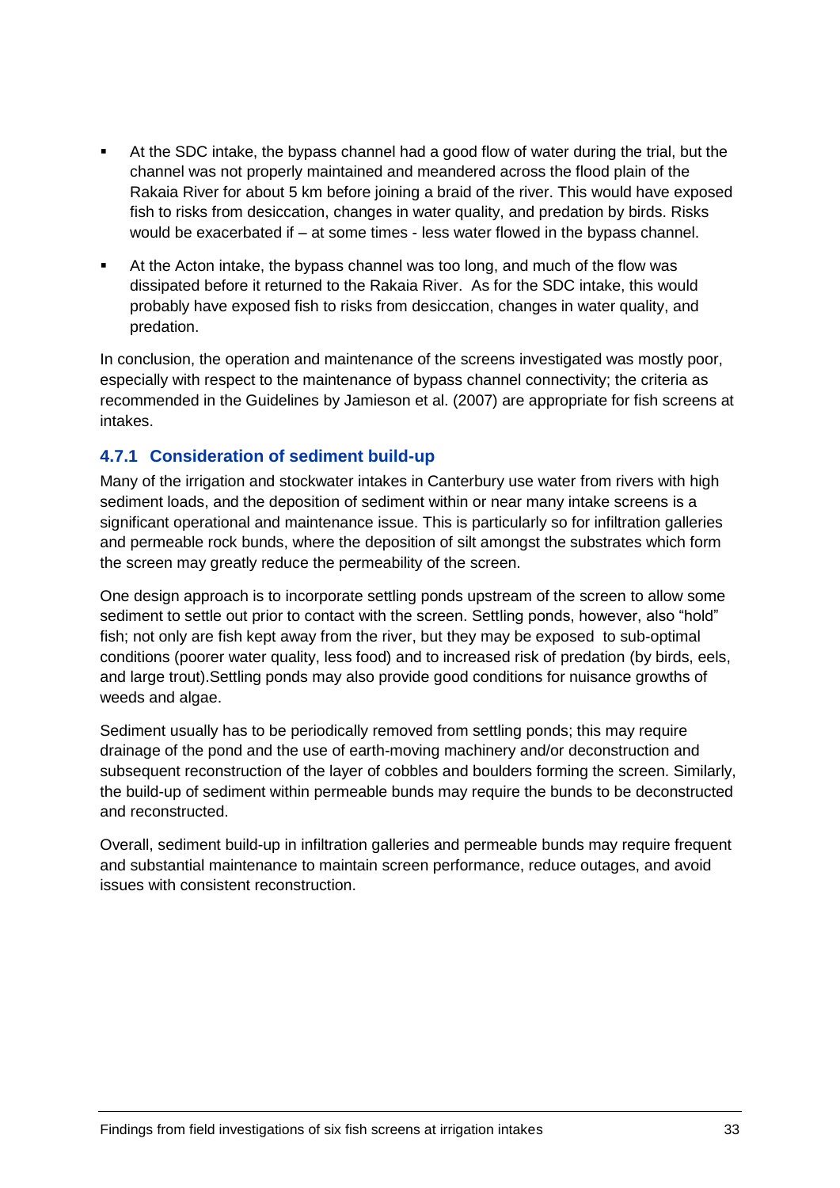- At the SDC intake, the bypass channel had a good flow of water during the trial, but the channel was not properly maintained and meandered across the flood plain of the Rakaia River for about 5 km before joining a braid of the river. This would have exposed fish to risks from desiccation, changes in water quality, and predation by birds. Risks would be exacerbated if – at some times - less water flowed in the bypass channel.
- At the Acton intake, the bypass channel was too long, and much of the flow was dissipated before it returned to the Rakaia River. As for the SDC intake, this would probably have exposed fish to risks from desiccation, changes in water quality, and predation.

In conclusion, the operation and maintenance of the screens investigated was mostly poor, especially with respect to the maintenance of bypass channel connectivity; the criteria as recommended in the Guidelines by Jamieson et al. (2007) are appropriate for fish screens at intakes.

### 4.7.1 Consideration of sediment build-up

Many of the irrigation and stockwater intakes in Canterbury use water from rivers with high sediment loads, and the deposition of sediment within or near many intake screens is a significant operational and maintenance issue. This is particularly so for infiltration galleries and permeable rock bunds, where the deposition of silt amongst the substrates which form the screen may greatly reduce the permeability of the screen.

One design approach is to incorporate settling ponds upstream of the screen to allow some sediment to settle out prior to contact with the screen. Settling ponds, however, also "hold" fish; not only are fish kept away from the river, but they may be exposed to sub-optimal conditions (poorer water quality, less food) and to increased risk of predation (by birds, eels, and large trout).Settling ponds may also provide good conditions for nuisance growths of weeds and algae.

Sediment usually has to be periodically removed from settling ponds; this may require drainage of the pond and the use of earth-moving machinery and/or deconstruction and subsequent reconstruction of the layer of cobbles and boulders forming the screen. Similarly, the build-up of sediment within permeable bunds may require the bunds to be deconstructed and reconstructed.

Overall, sediment build-up in infiltration galleries and permeable bunds may require frequent and substantial maintenance to maintain screen performance, reduce outages, and avoid issues with consistent reconstruction.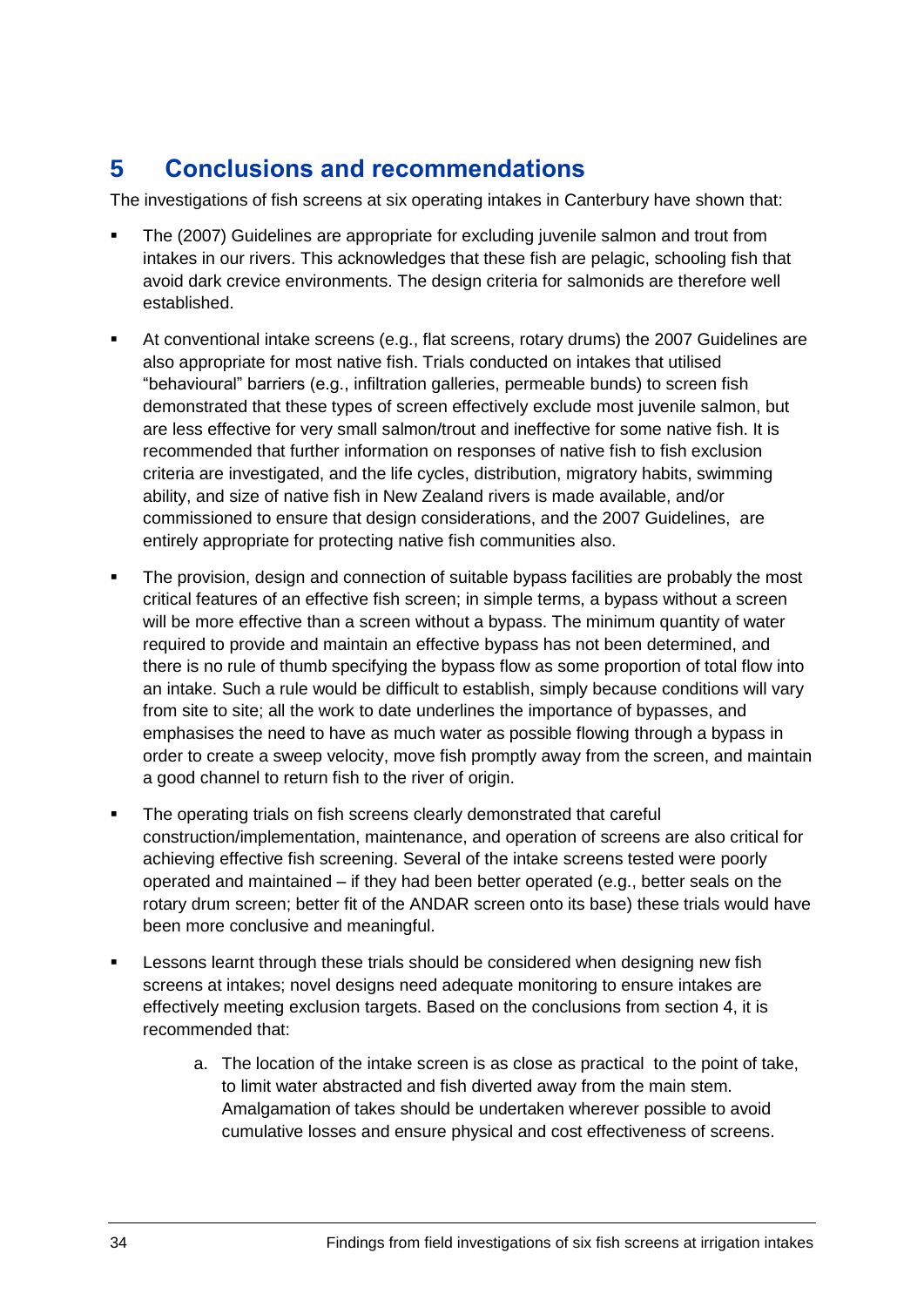# 5 Conclusions and recommendations

The investigations of fish screens at six operating intakes in Canterbury have shown that:

- The (2007) Guidelines are appropriate for excluding juvenile salmon and trout from intakes in our rivers. This acknowledges that these fish are pelagic, schooling fish that avoid dark crevice environments. The design criteria for salmonids are therefore well established.
- At conventional intake screens (e.g., flat screens, rotary drums) the 2007 Guidelines are also appropriate for most native fish. Trials conducted on intakes that utilised "behavioural" barriers (e.g., infiltration galleries, permeable bunds) to screen fish demonstrated that these types of screen effectively exclude most juvenile salmon, but are less effective for very small salmon/trout and ineffective for some native fish. It is recommended that further information on responses of native fish to fish exclusion criteria are investigated, and the life cycles, distribution, migratory habits, swimming ability, and size of native fish in New Zealand rivers is made available, and/or commissioned to ensure that design considerations, and the 2007 Guidelines, are entirely appropriate for protecting native fish communities also.
- The provision, design and connection of suitable bypass facilities are probably the most critical features of an effective fish screen; in simple terms, a bypass without a screen will be more effective than a screen without a bypass. The minimum quantity of water required to provide and maintain an effective bypass has not been determined, and there is no rule of thumb specifying the bypass flow as some proportion of total flow into an intake. Such a rule would be difficult to establish, simply because conditions will vary from site to site; all the work to date underlines the importance of bypasses, and emphasises the need to have as much water as possible flowing through a bypass in order to create a sweep velocity, move fish promptly away from the screen, and maintain a good channel to return fish to the river of origin.
- The operating trials on fish screens clearly demonstrated that careful construction/implementation, maintenance, and operation of screens are also critical for achieving effective fish screening. Several of the intake screens tested were poorly operated and maintained – if they had been better operated (e.g., better seals on the rotary drum screen; better fit of the ANDAR screen onto its base) these trials would have been more conclusive and meaningful.
- Lessons learnt through these trials should be considered when designing new fish screens at intakes; novel designs need adequate monitoring to ensure intakes are effectively meeting exclusion targets. Based on the conclusions from section 4, it is recommended that:

    a. The location of the intake screen is as close as practical to the point of take, to limit water abstracted and fish diverted away from the main stem. Amalgamation of takes should be undertaken wherever possible to avoid cumulative losses and ensure physical and cost effectiveness of screens.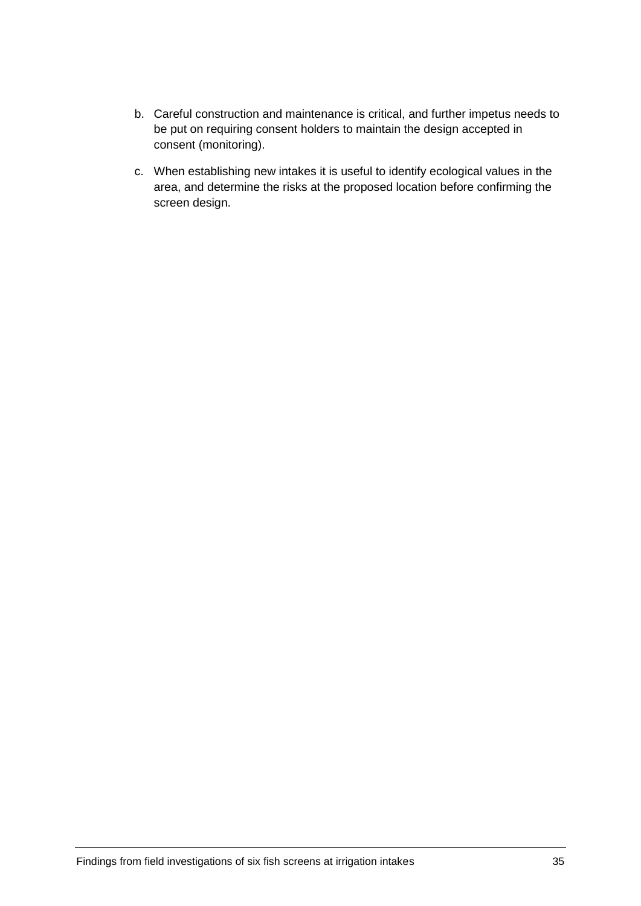b. Careful construction and maintenance is critical, and further impetus needs to be put on requiring consent holders to maintain the design accepted in consent (monitoring).

c. When establishing new intakes it is useful to identify ecological values in the area, and determine the risks at the proposed location before confirming the screen design.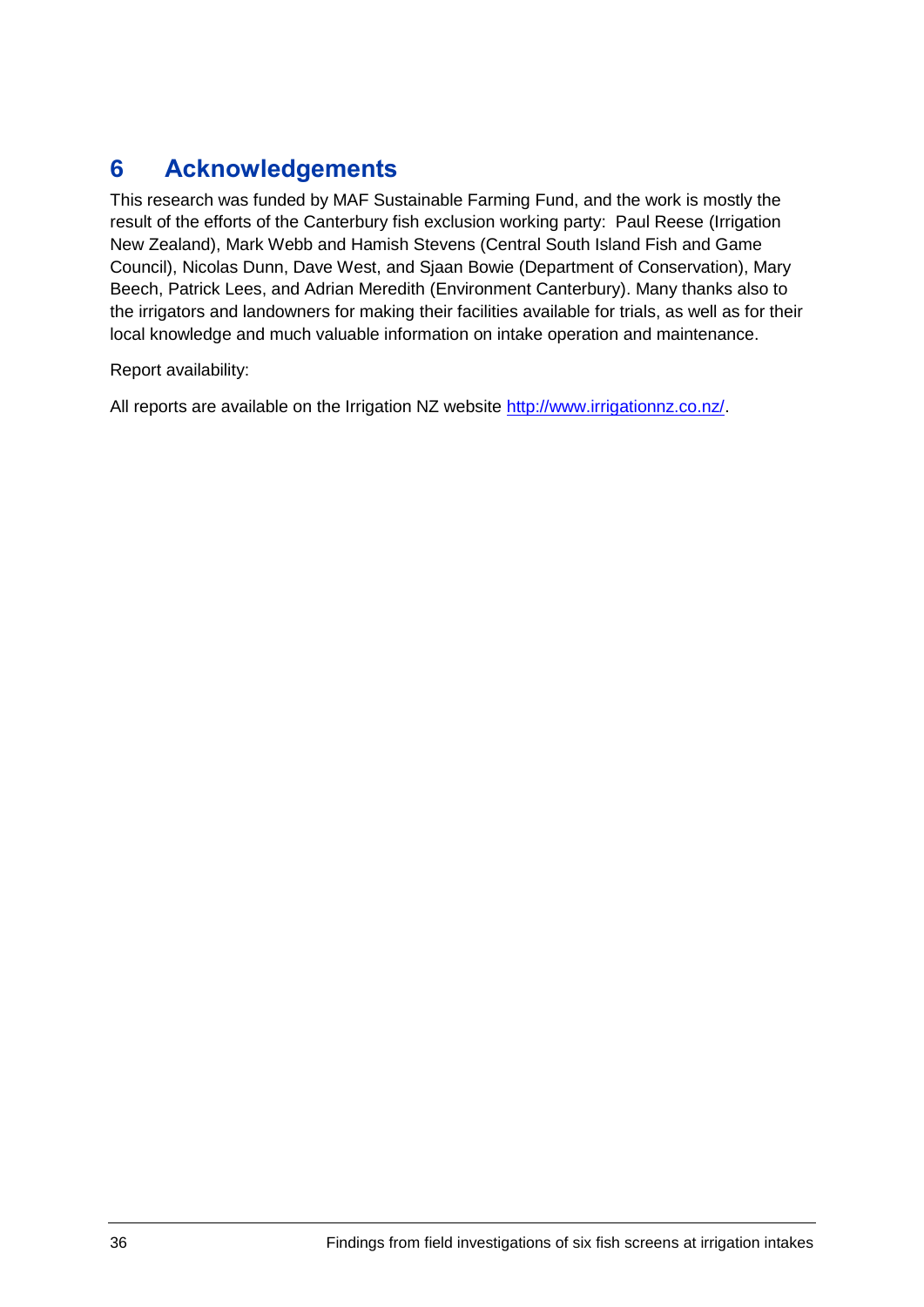# 6 Acknowledgements

This research was funded by MAF Sustainable Farming Fund, and the work is mostly the result of the efforts of the Canterbury fish exclusion working party: Paul Reese (Irrigation New Zealand), Mark Webb and Hamish Stevens (Central South Island Fish and Game Council), Nicolas Dunn, Dave West, and Sjaan Bowie (Department of Conservation), Mary Beech, Patrick Lees, and Adrian Meredith (Environment Canterbury). Many thanks also to the irrigators and landowners for making their facilities available for trials, as well as for their local knowledge and much valuable information on intake operation and maintenance.

Report availability:

All reports are available on the Irrigation NZ website http://www.irrigationnz.co.nz/.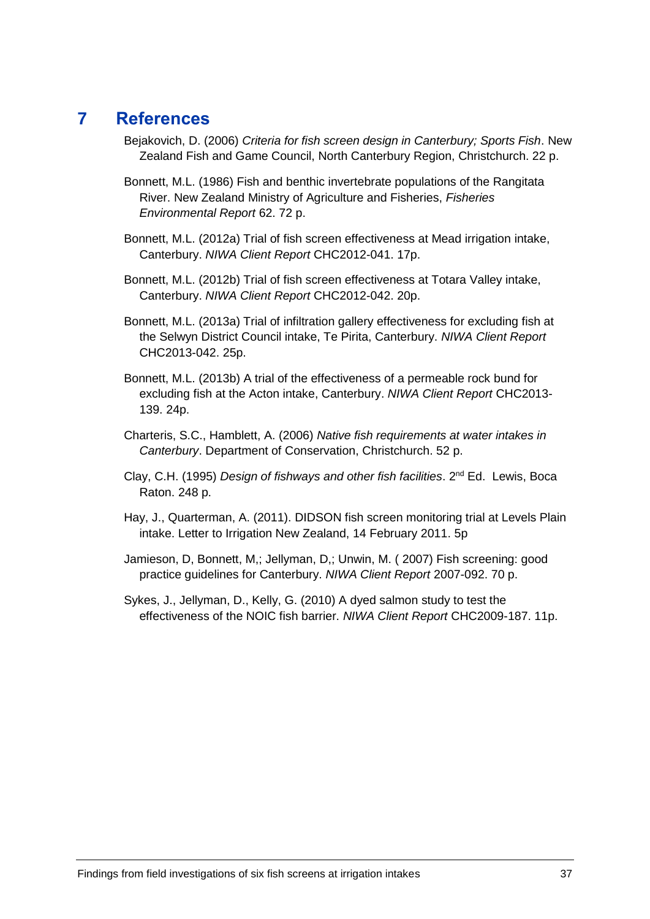# 7 References

Bejakovich, D. (2006) *Criteria for fish screen design in Canterbury; Sports Fish*. New Zealand Fish and Game Council, North Canterbury Region, Christchurch. 22 p.

Bonnett, M.L. (1986) Fish and benthic invertebrate populations of the Rangitata River. New Zealand Ministry of Agriculture and Fisheries, *Fisheries Environmental Report* 62. 72 p.

Bonnett, M.L. (2012a) Trial of fish screen effectiveness at Mead irrigation intake, Canterbury. *NIWA Client Report* CHC2012-041. 17p.

Bonnett, M.L. (2012b) Trial of fish screen effectiveness at Totara Valley intake, Canterbury. *NIWA Client Report* CHC2012-042. 20p.

Bonnett, M.L. (2013a) Trial of infiltration gallery effectiveness for excluding fish at the Selwyn District Council intake, Te Pirita, Canterbury. *NIWA Client Report* CHC2013-042. 25p.

Bonnett, M.L. (2013b) A trial of the effectiveness of a permeable rock bund for excluding fish at the Acton intake, Canterbury. *NIWA Client Report* CHC2013-139. 24p.

Charteris, S.C., Hamblett, A. (2006) *Native fish requirements at water intakes in Canterbury*. Department of Conservation, Christchurch. 52 p.

Clay, C.H. (1995) *Design of fishways and other fish facilities*. 2nd Ed. Lewis, Boca Raton. 248 p.

Hay, J., Quarterman, A. (2011). DIDSON fish screen monitoring trial at Levels Plain intake. Letter to Irrigation New Zealand, 14 February 2011. 5p

Jamieson, D, Bonnett, M,; Jellyman, D,; Unwin, M. ( 2007) Fish screening: good practice guidelines for Canterbury. *NIWA Client Report* 2007-092. 70 p.

Sykes, J., Jellyman, D., Kelly, G. (2010) A dyed salmon study to test the effectiveness of the NOIC fish barrier. *NIWA Client Report* CHC2009-187. 11p.